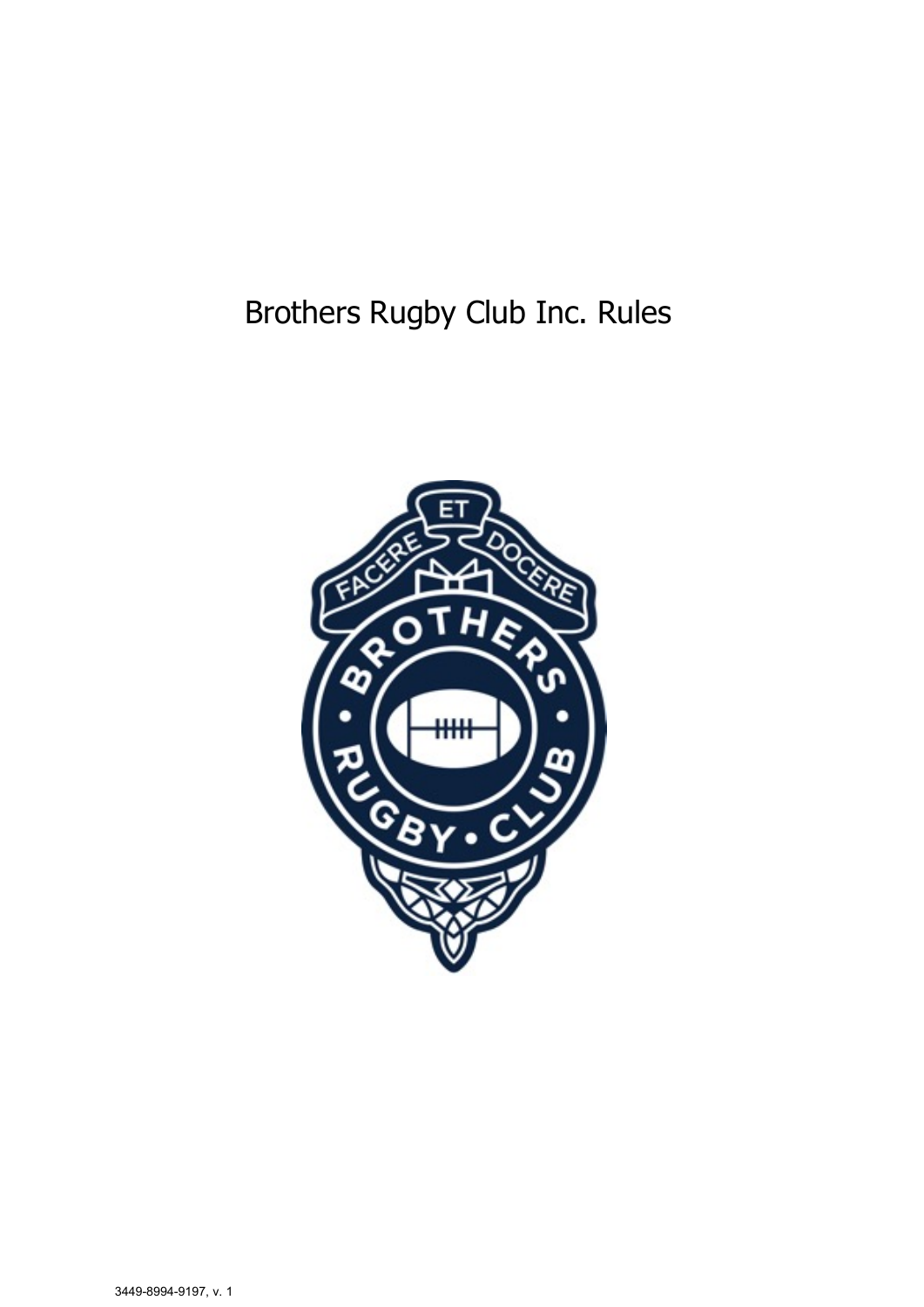# Brothers Rugby Club Inc. Rules

3449-8994-9197, v. 1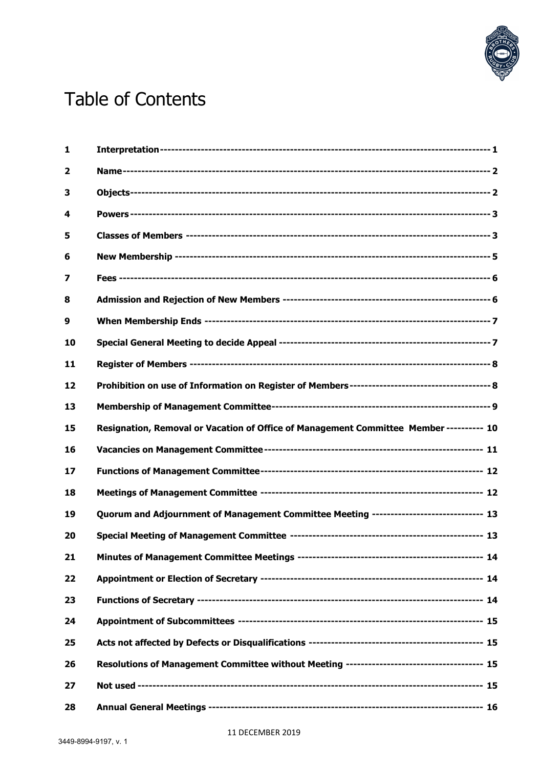# Table of Contents

| | | |
|---|---|---|
| 1 | **Interpretation** | 1 |
| 2 | **Name** | 2 |
| 3 | **Objects** | 2 |
| 4 | **Powers** | 3 |
| 5 | **Classes of Members** | 3 |
| 6 | **New Membership** | 5 |
| 7 | **Fees** | 6 |
| 8 | **Admission and Rejection of New Members** | 6 |
| 9 | **When Membership Ends** | 7 |
| 10 | **Special General Meeting to decide Appeal** | 7 |
| 11 | **Register of Members** | 8 |
| 12 | **Prohibition on use of Information on Register of Members** | 8 |
| 13 | **Membership of Management Committee** | 9 |
| 15 | **Resignation, Removal or Vacation of Office of Management Committee Member** | 10 |
| 16 | **Vacancies on Management Committee** | 11 |
| 17 | **Functions of Management Committee** | 12 |
| 18 | **Meetings of Management Committee** | 12 |
| 19 | **Quorum and Adjournment of Management Committee Meeting** | 13 |
| 20 | **Special Meeting of Management Committee** | 13 |
| 21 | **Minutes of Management Committee Meetings** | 14 |
| 22 | **Appointment or Election of Secretary** | 14 |
| 23 | **Functions of Secretary** | 14 |
| 24 | **Appointment of Subcommittees** | 15 |
| 25 | **Acts not affected by Defects or Disqualifications** | 15 |
| 26 | **Resolutions of Management Committee without Meeting** | 15 |
| 27 | **Not used** | 15 |
| 28 | **Annual General Meetings** | 16 |

11 DECEMBER 2019

3449-8994-9197, v. 1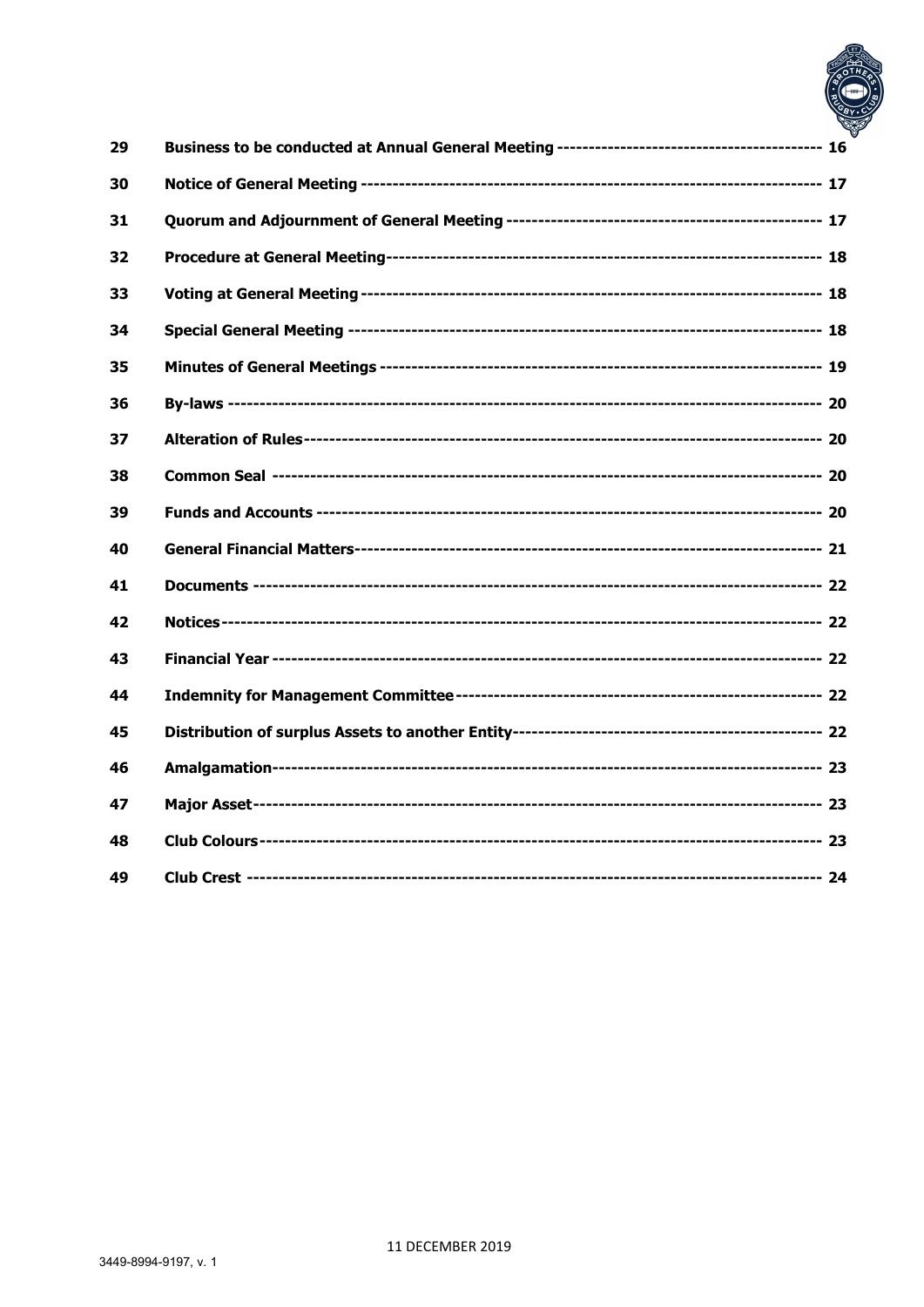| | | |
|---|---|---|
| **29** | **Business to be conducted at Annual General Meeting** | **16** |
| **30** | **Notice of General Meeting** | **17** |
| **31** | **Quorum and Adjournment of General Meeting** | **17** |
| **32** | **Procedure at General Meeting** | **18** |
| **33** | **Voting at General Meeting** | **18** |
| **34** | **Special General Meeting** | **18** |
| **35** | **Minutes of General Meetings** | **19** |
| **36** | **By-laws** | **20** |
| **37** | **Alteration of Rules** | **20** |
| **38** | **Common Seal** | **20** |
| **39** | **Funds and Accounts** | **20** |
| **40** | **General Financial Matters** | **21** |
| **41** | **Documents** | **22** |
| **42** | **Notices** | **22** |
| **43** | **Financial Year** | **22** |
| **44** | **Indemnity for Management Committee** | **22** |
| **45** | **Distribution of surplus Assets to another Entity** | **22** |
| **46** | **Amalgamation** | **23** |
| **47** | **Major Asset** | **23** |
| **48** | **Club Colours** | **23** |
| **49** | **Club Crest** | **24** |

11 DECEMBER 2019

3449-8994-9197, v. 1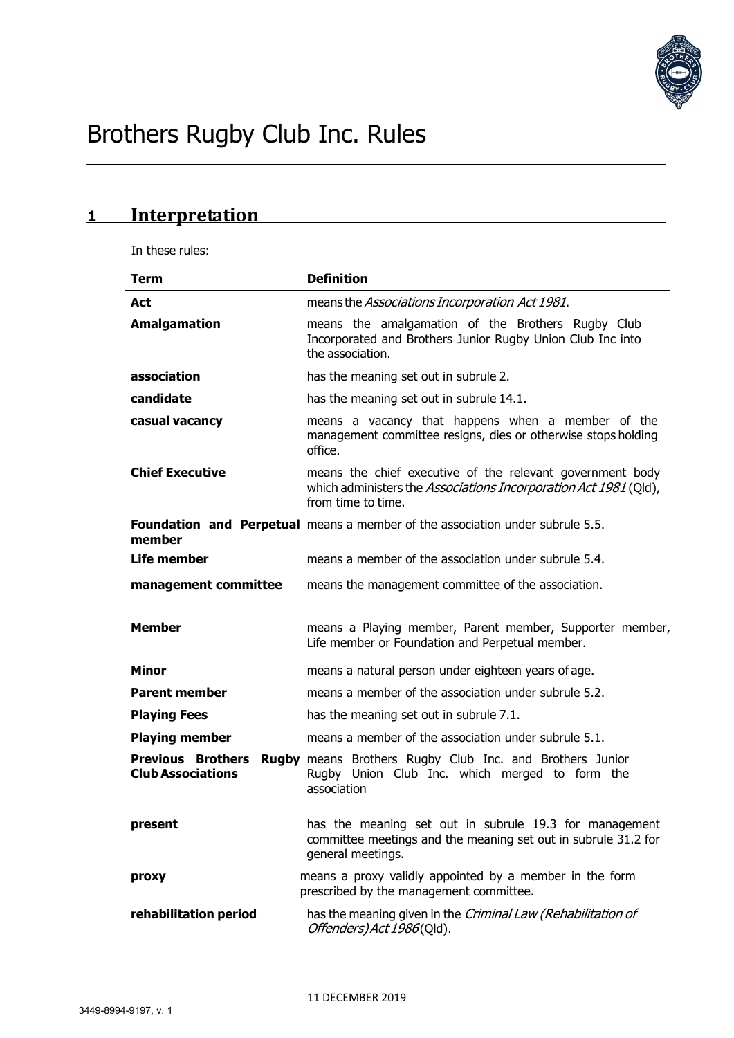# Brothers Rugby Club Inc. Rules

## 1 Interpretation

In these rules:

| Term | Definition |
|---|---|
| **Act** | means the *Associations Incorporation Act 1981*. |
| **Amalgamation** | means the amalgamation of the Brothers Rugby Club Incorporated and Brothers Junior Rugby Union Club Inc into the association. |
| **association** | has the meaning set out in subrule 2. |
| **candidate** | has the meaning set out in subrule 14.1. |
| **casual vacancy** | means a vacancy that happens when a member of the management committee resigns, dies or otherwise stops holding office. |
| **Chief Executive** | means the chief executive of the relevant government body which administers the *Associations Incorporation Act 1981* (Qld), from time to time. |
| **Foundation and Perpetual member** | means a member of the association under subrule 5.5. |
| **Life member** | means a member of the association under subrule 5.4. |
| **management committee** | means the management committee of the association. |
| **Member** | means a Playing member, Parent member, Supporter member, Life member or Foundation and Perpetual member. |
| **Minor** | means a natural person under eighteen years of age. |
| **Parent member** | means a member of the association under subrule 5.2. |
| **Playing Fees** | has the meaning set out in subrule 7.1. |
| **Playing member** | means a member of the association under subrule 5.1. |
| **Previous Brothers Rugby Club Associations** | means Brothers Rugby Club Inc. and Brothers Junior Rugby Union Club Inc. which merged to form the association |
| **present** | has the meaning set out in subrule 19.3 for management committee meetings and the meaning set out in subrule 31.2 for general meetings. |
| **proxy** | means a proxy validly appointed by a member in the form prescribed by the management committee. |
| **rehabilitation period** | has the meaning given in the *Criminal Law (Rehabilitation of Offenders) Act 1986* (Qld). |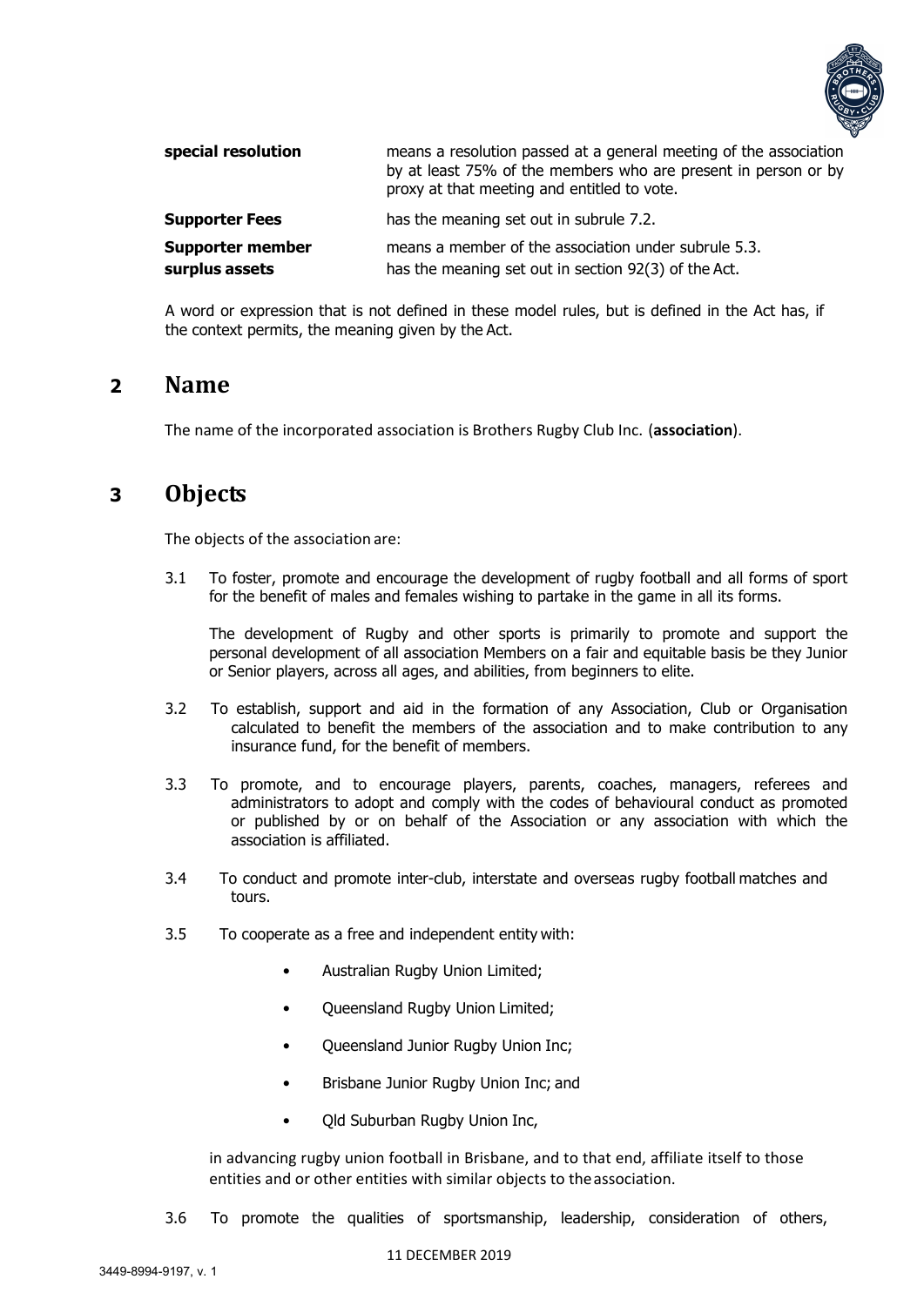| | |
|---|---|
| **special resolution** | means a resolution passed at a general meeting of the association by at least 75% of the members who are present in person or by proxy at that meeting and entitled to vote. |
| **Supporter Fees** | has the meaning set out in subrule 7.2. |
| **Supporter member** | means a member of the association under subrule 5.3. |
| **surplus assets** | has the meaning set out in section 92(3) of the Act. |

A word or expression that is not defined in these model rules, but is defined in the Act has, if the context permits, the meaning given by the Act.

## 2 Name

The name of the incorporated association is Brothers Rugby Club Inc. (**association**).

## 3 Objects

The objects of the association are:

3.1 To foster, promote and encourage the development of rugby football and all forms of sport for the benefit of males and females wishing to partake in the game in all its forms.

The development of Rugby and other sports is primarily to promote and support the personal development of all association Members on a fair and equitable basis be they Junior or Senior players, across all ages, and abilities, from beginners to elite.

3.2 To establish, support and aid in the formation of any Association, Club or Organisation calculated to benefit the members of the association and to make contribution to any insurance fund, for the benefit of members.

3.3 To promote, and to encourage players, parents, coaches, managers, referees and administrators to adopt and comply with the codes of behavioural conduct as promoted or published by or on behalf of the Association or any association with which the association is affiliated.

3.4 To conduct and promote inter-club, interstate and overseas rugby football matches and tours.

3.5 To cooperate as a free and independent entity with:

- Australian Rugby Union Limited;
- Queensland Rugby Union Limited;
- Queensland Junior Rugby Union Inc;
- Brisbane Junior Rugby Union Inc; and
- Qld Suburban Rugby Union Inc,

in advancing rugby union football in Brisbane, and to that end, affiliate itself to those entities and or other entities with similar objects to the association.

3.6 To promote the qualities of sportsmanship, leadership, consideration of others,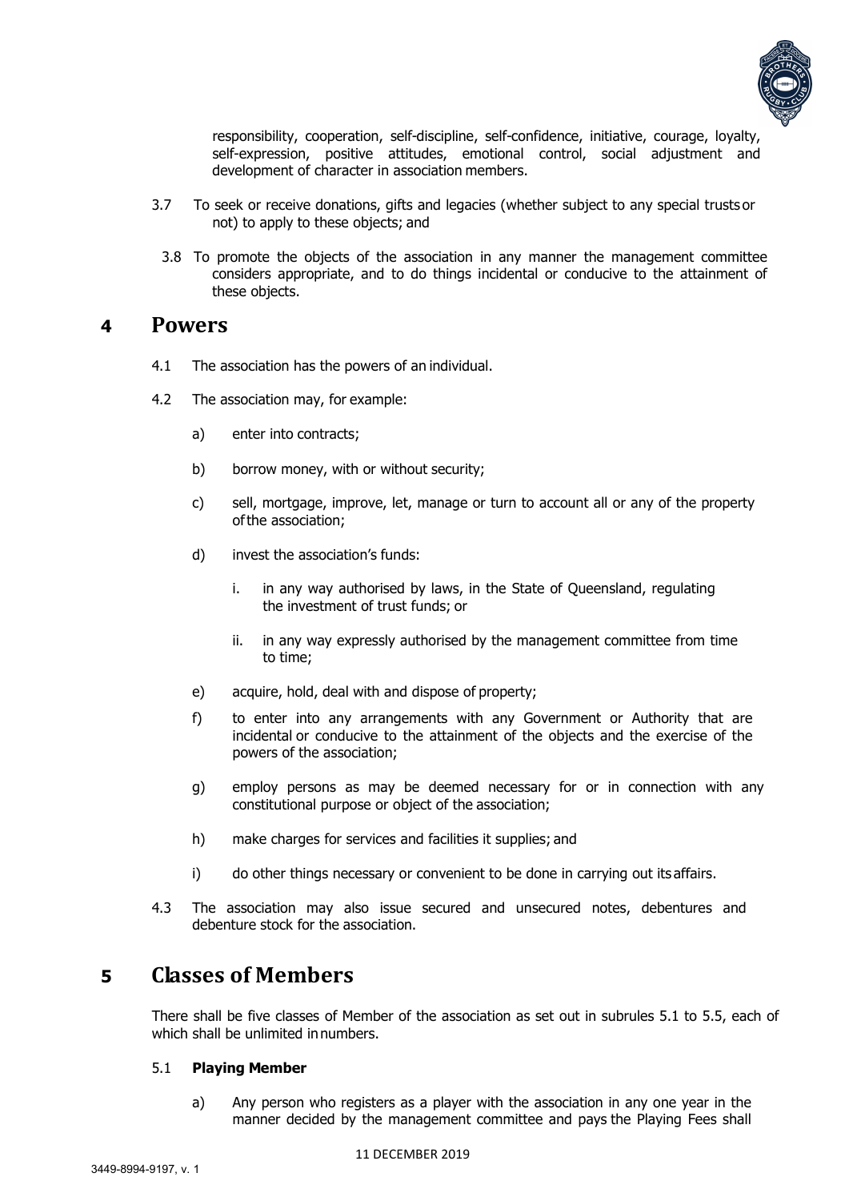responsibility, cooperation, self-discipline, self-confidence, initiative, courage, loyalty, self-expression, positive attitudes, emotional control, social adjustment and development of character in association members.

3.7 To seek or receive donations, gifts and legacies (whether subject to any special trusts or not) to apply to these objects; and

3.8 To promote the objects of the association in any manner the management committee considers appropriate, and to do things incidental or conducive to the attainment of these objects.

# 4 Powers

4.1 The association has the powers of an individual.

4.2 The association may, for example:

a) enter into contracts;

b) borrow money, with or without security;

c) sell, mortgage, improve, let, manage or turn to account all or any of the property of the association;

d) invest the association's funds:

i. in any way authorised by laws, in the State of Queensland, regulating the investment of trust funds; or

ii. in any way expressly authorised by the management committee from time to time;

e) acquire, hold, deal with and dispose of property;

f) to enter into any arrangements with any Government or Authority that are incidental or conducive to the attainment of the objects and the exercise of the powers of the association;

g) employ persons as may be deemed necessary for or in connection with any constitutional purpose or object of the association;

h) make charges for services and facilities it supplies; and

i) do other things necessary or convenient to be done in carrying out its affairs.

4.3 The association may also issue secured and unsecured notes, debentures and debenture stock for the association.

# 5 Classes of Members

There shall be five classes of Member of the association as set out in subrules 5.1 to 5.5, each of which shall be unlimited in numbers.

5.1 **Playing Member**

a) Any person who registers as a player with the association in any one year in the manner decided by the management committee and pays the Playing Fees shall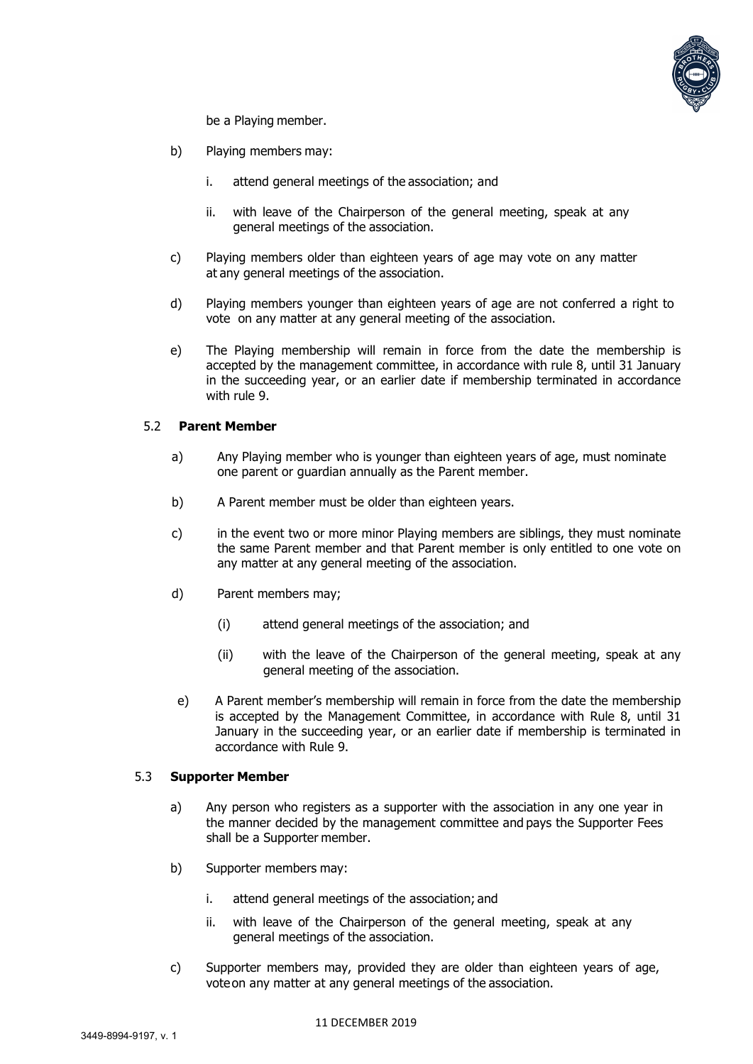be a Playing member.

b) Playing members may:

   i. attend general meetings of the association; and

   ii. with leave of the Chairperson of the general meeting, speak at any general meetings of the association.

c) Playing members older than eighteen years of age may vote on any matter at any general meetings of the association.

d) Playing members younger than eighteen years of age are not conferred a right to vote on any matter at any general meeting of the association.

e) The Playing membership will remain in force from the date the membership is accepted by the management committee, in accordance with rule 8, until 31 January in the succeeding year, or an earlier date if membership terminated in accordance with rule 9.

### 5.2 **Parent Member**

a) Any Playing member who is younger than eighteen years of age, must nominate one parent or guardian annually as the Parent member.

b) A Parent member must be older than eighteen years.

c) in the event two or more minor Playing members are siblings, they must nominate the same Parent member and that Parent member is only entitled to one vote on any matter at any general meeting of the association.

d) Parent members may;

   (i) attend general meetings of the association; and

   (ii) with the leave of the Chairperson of the general meeting, speak at any general meeting of the association.

e) A Parent member's membership will remain in force from the date the membership is accepted by the Management Committee, in accordance with Rule 8, until 31 January in the succeeding year, or an earlier date if membership is terminated in accordance with Rule 9.

### 5.3 **Supporter Member**

a) Any person who registers as a supporter with the association in any one year in the manner decided by the management committee and pays the Supporter Fees shall be a Supporter member.

b) Supporter members may:

   i. attend general meetings of the association; and

   ii. with leave of the Chairperson of the general meeting, speak at any general meetings of the association.

c) Supporter members may, provided they are older than eighteen years of age, vote on any matter at any general meetings of the association.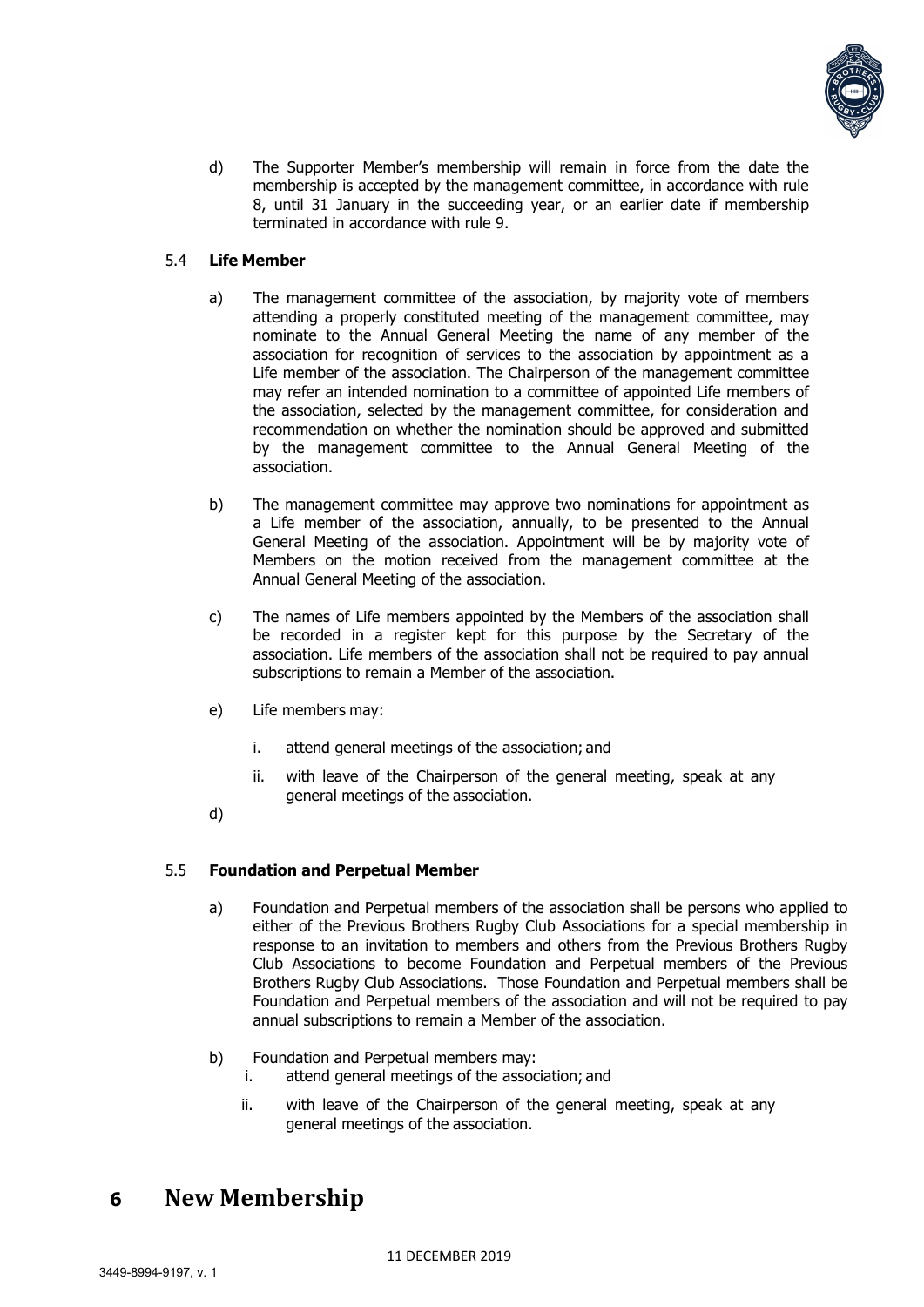d) The Supporter Member's membership will remain in force from the date the membership is accepted by the management committee, in accordance with rule 8, until 31 January in the succeeding year, or an earlier date if membership terminated in accordance with rule 9.

### 5.4 **Life Member**

a) The management committee of the association, by majority vote of members attending a properly constituted meeting of the management committee, may nominate to the Annual General Meeting the name of any member of the association for recognition of services to the association by appointment as a Life member of the association. The Chairperson of the management committee may refer an intended nomination to a committee of appointed Life members of the association, selected by the management committee, for consideration and recommendation on whether the nomination should be approved and submitted by the management committee to the Annual General Meeting of the association.

b) The management committee may approve two nominations for appointment as a Life member of the association, annually, to be presented to the Annual General Meeting of the association. Appointment will be by majority vote of Members on the motion received from the management committee at the Annual General Meeting of the association.

c) The names of Life members appointed by the Members of the association shall be recorded in a register kept for this purpose by the Secretary of the association. Life members of the association shall not be required to pay annual subscriptions to remain a Member of the association.

e) Life members may:

   i. attend general meetings of the association; and

   ii. with leave of the Chairperson of the general meeting, speak at any general meetings of the association.

d)

### 5.5 **Foundation and Perpetual Member**

a) Foundation and Perpetual members of the association shall be persons who applied to either of the Previous Brothers Rugby Club Associations for a special membership in response to an invitation to members and others from the Previous Brothers Rugby Club Associations to become Foundation and Perpetual members of the Previous Brothers Rugby Club Associations. Those Foundation and Perpetual members shall be Foundation and Perpetual members of the association and will not be required to pay annual subscriptions to remain a Member of the association.

b) Foundation and Perpetual members may:

   i. attend general meetings of the association; and

   ii. with leave of the Chairperson of the general meeting, speak at any general meetings of the association.

# 6 New Membership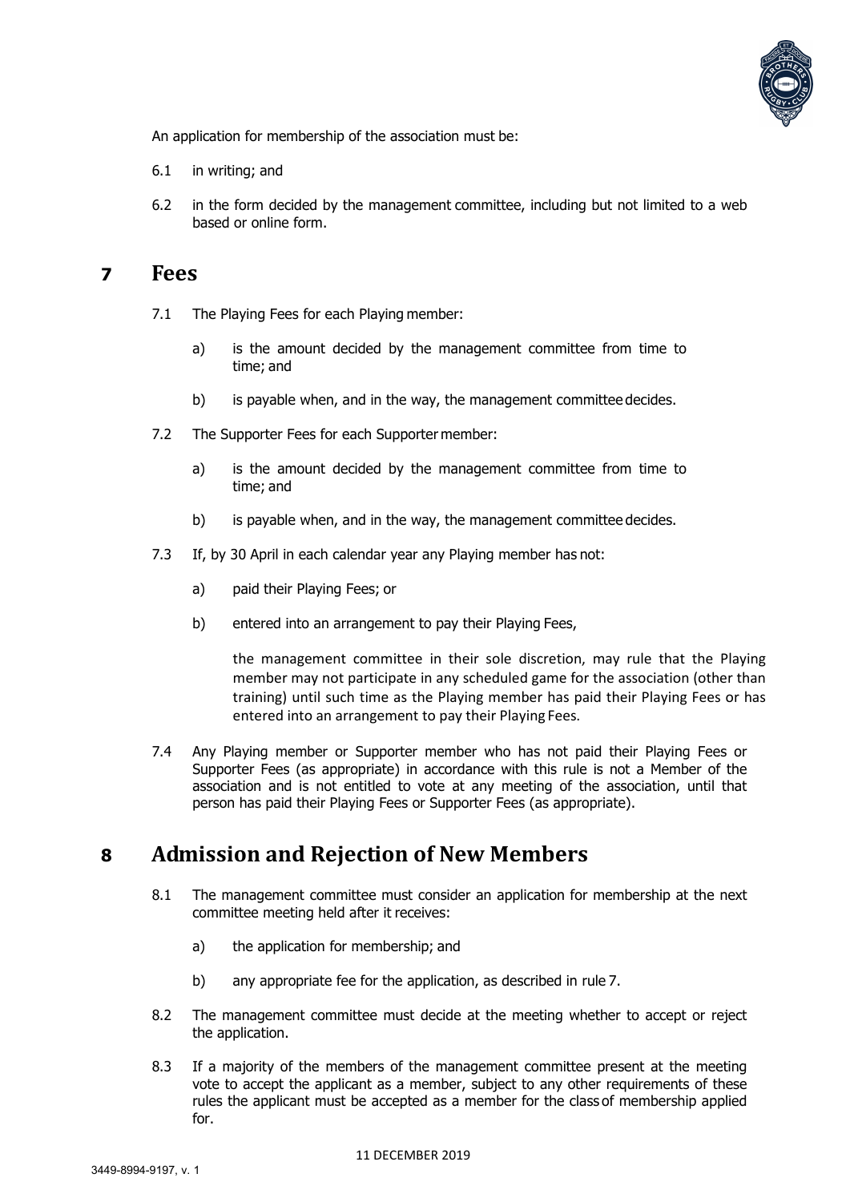An application for membership of the association must be:

6.1 in writing; and

6.2 in the form decided by the management committee, including but not limited to a web based or online form.

# 7 Fees

7.1 The Playing Fees for each Playing member:

a) is the amount decided by the management committee from time to time; and

b) is payable when, and in the way, the management committee decides.

7.2 The Supporter Fees for each Supporter member:

a) is the amount decided by the management committee from time to time; and

b) is payable when, and in the way, the management committee decides.

7.3 If, by 30 April in each calendar year any Playing member has not:

a) paid their Playing Fees; or

b) entered into an arrangement to pay their Playing Fees,

the management committee in their sole discretion, may rule that the Playing member may not participate in any scheduled game for the association (other than training) until such time as the Playing member has paid their Playing Fees or has entered into an arrangement to pay their Playing Fees.

7.4 Any Playing member or Supporter member who has not paid their Playing Fees or Supporter Fees (as appropriate) in accordance with this rule is not a Member of the association and is not entitled to vote at any meeting of the association, until that person has paid their Playing Fees or Supporter Fees (as appropriate).

# 8 Admission and Rejection of New Members

8.1 The management committee must consider an application for membership at the next committee meeting held after it receives:

a) the application for membership; and

b) any appropriate fee for the application, as described in rule 7.

8.2 The management committee must decide at the meeting whether to accept or reject the application.

8.3 If a majority of the members of the management committee present at the meeting vote to accept the applicant as a member, subject to any other requirements of these rules the applicant must be accepted as a member for the class of membership applied for.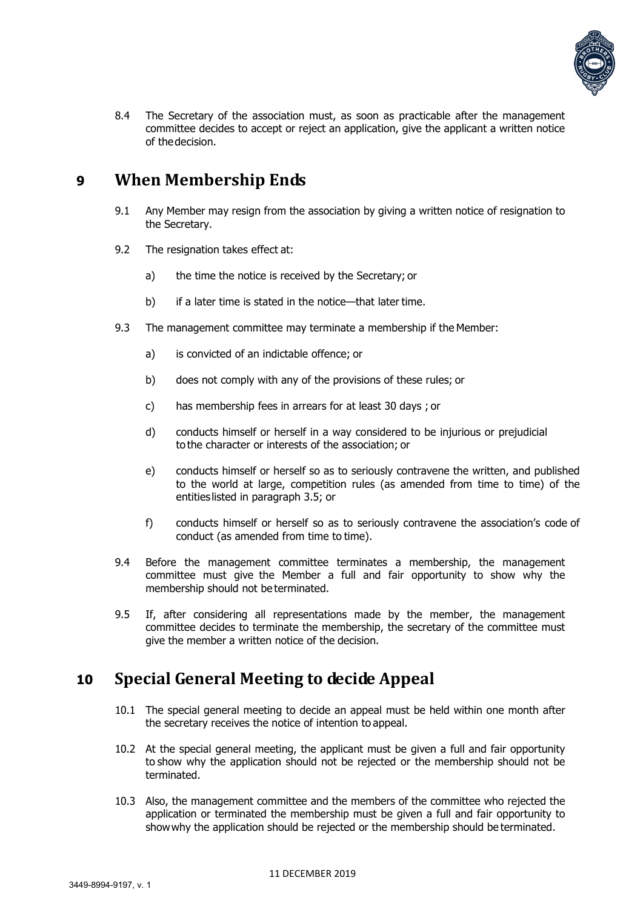8.4 The Secretary of the association must, as soon as practicable after the management committee decides to accept or reject an application, give the applicant a written notice of the decision.

## 9 When Membership Ends

9.1 Any Member may resign from the association by giving a written notice of resignation to the Secretary.

9.2 The resignation takes effect at:

a) the time the notice is received by the Secretary; or

b) if a later time is stated in the notice—that later time.

9.3 The management committee may terminate a membership if the Member:

a) is convicted of an indictable offence; or

b) does not comply with any of the provisions of these rules; or

c) has membership fees in arrears for at least 30 days ; or

d) conducts himself or herself in a way considered to be injurious or prejudicial to the character or interests of the association; or

e) conducts himself or herself so as to seriously contravene the written, and published to the world at large, competition rules (as amended from time to time) of the entities listed in paragraph 3.5; or

f) conducts himself or herself so as to seriously contravene the association's code of conduct (as amended from time to time).

9.4 Before the management committee terminates a membership, the management committee must give the Member a full and fair opportunity to show why the membership should not be terminated.

9.5 If, after considering all representations made by the member, the management committee decides to terminate the membership, the secretary of the committee must give the member a written notice of the decision.

## 10 Special General Meeting to decide Appeal

10.1 The special general meeting to decide an appeal must be held within one month after the secretary receives the notice of intention to appeal.

10.2 At the special general meeting, the applicant must be given a full and fair opportunity to show why the application should not be rejected or the membership should not be terminated.

10.3 Also, the management committee and the members of the committee who rejected the application or terminated the membership must be given a full and fair opportunity to show why the application should be rejected or the membership should be terminated.

11 DECEMBER 2019

3449-8994-9197, v. 1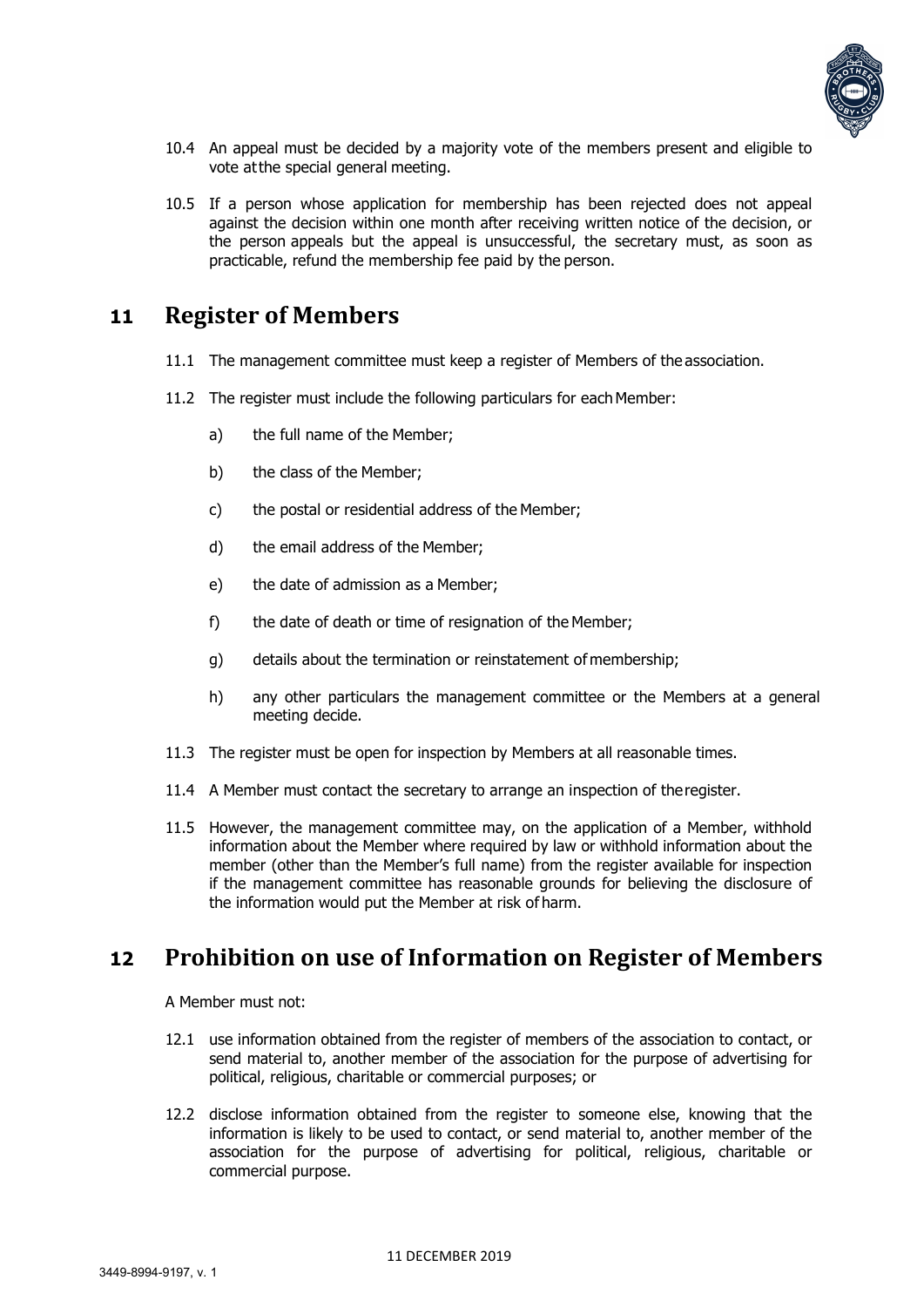10.4 An appeal must be decided by a majority vote of the members present and eligible to vote at the special general meeting.

10.5 If a person whose application for membership has been rejected does not appeal against the decision within one month after receiving written notice of the decision, or the person appeals but the appeal is unsuccessful, the secretary must, as soon as practicable, refund the membership fee paid by the person.

## 11 Register of Members

11.1 The management committee must keep a register of Members of the association.

11.2 The register must include the following particulars for each Member:

a) the full name of the Member;

b) the class of the Member;

c) the postal or residential address of the Member;

d) the email address of the Member;

e) the date of admission as a Member;

f) the date of death or time of resignation of the Member;

g) details about the termination or reinstatement of membership;

h) any other particulars the management committee or the Members at a general meeting decide.

11.3 The register must be open for inspection by Members at all reasonable times.

11.4 A Member must contact the secretary to arrange an inspection of the register.

11.5 However, the management committee may, on the application of a Member, withhold information about the Member where required by law or withhold information about the member (other than the Member's full name) from the register available for inspection if the management committee has reasonable grounds for believing the disclosure of the information would put the Member at risk of harm.

## 12 Prohibition on use of Information on Register of Members

A Member must not:

12.1 use information obtained from the register of members of the association to contact, or send material to, another member of the association for the purpose of advertising for political, religious, charitable or commercial purposes; or

12.2 disclose information obtained from the register to someone else, knowing that the information is likely to be used to contact, or send material to, another member of the association for the purpose of advertising for political, religious, charitable or commercial purpose.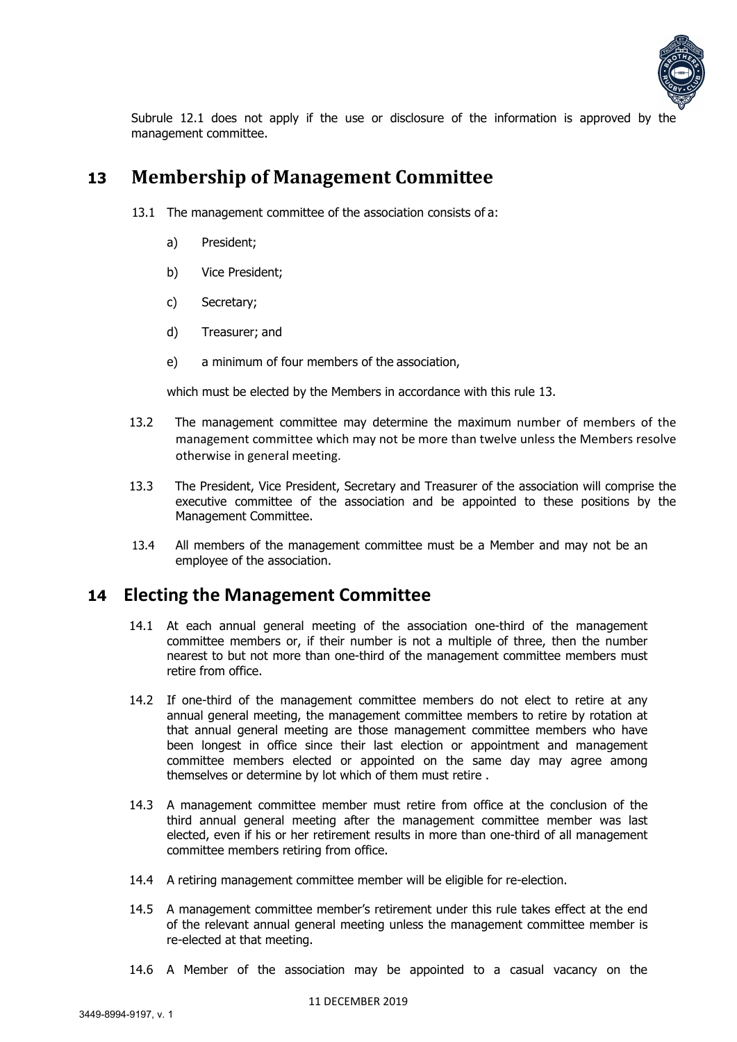Subrule 12.1 does not apply if the use or disclosure of the information is approved by the management committee.

# 13 Membership of Management Committee

13.1 The management committee of the association consists of a:

a) President;

b) Vice President;

c) Secretary;

d) Treasurer; and

e) a minimum of four members of the association,

which must be elected by the Members in accordance with this rule 13.

13.2 The management committee may determine the maximum number of members of the management committee which may not be more than twelve unless the Members resolve otherwise in general meeting.

13.3 The President, Vice President, Secretary and Treasurer of the association will comprise the executive committee of the association and be appointed to these positions by the Management Committee.

13.4 All members of the management committee must be a Member and may not be an employee of the association.

# 14 Electing the Management Committee

14.1 At each annual general meeting of the association one-third of the management committee members or, if their number is not a multiple of three, then the number nearest to but not more than one-third of the management committee members must retire from office.

14.2 If one-third of the management committee members do not elect to retire at any annual general meeting, the management committee members to retire by rotation at that annual general meeting are those management committee members who have been longest in office since their last election or appointment and management committee members elected or appointed on the same day may agree among themselves or determine by lot which of them must retire .

14.3 A management committee member must retire from office at the conclusion of the third annual general meeting after the management committee member was last elected, even if his or her retirement results in more than one-third of all management committee members retiring from office.

14.4 A retiring management committee member will be eligible for re-election.

14.5 A management committee member's retirement under this rule takes effect at the end of the relevant annual general meeting unless the management committee member is re-elected at that meeting.

14.6 A Member of the association may be appointed to a casual vacancy on the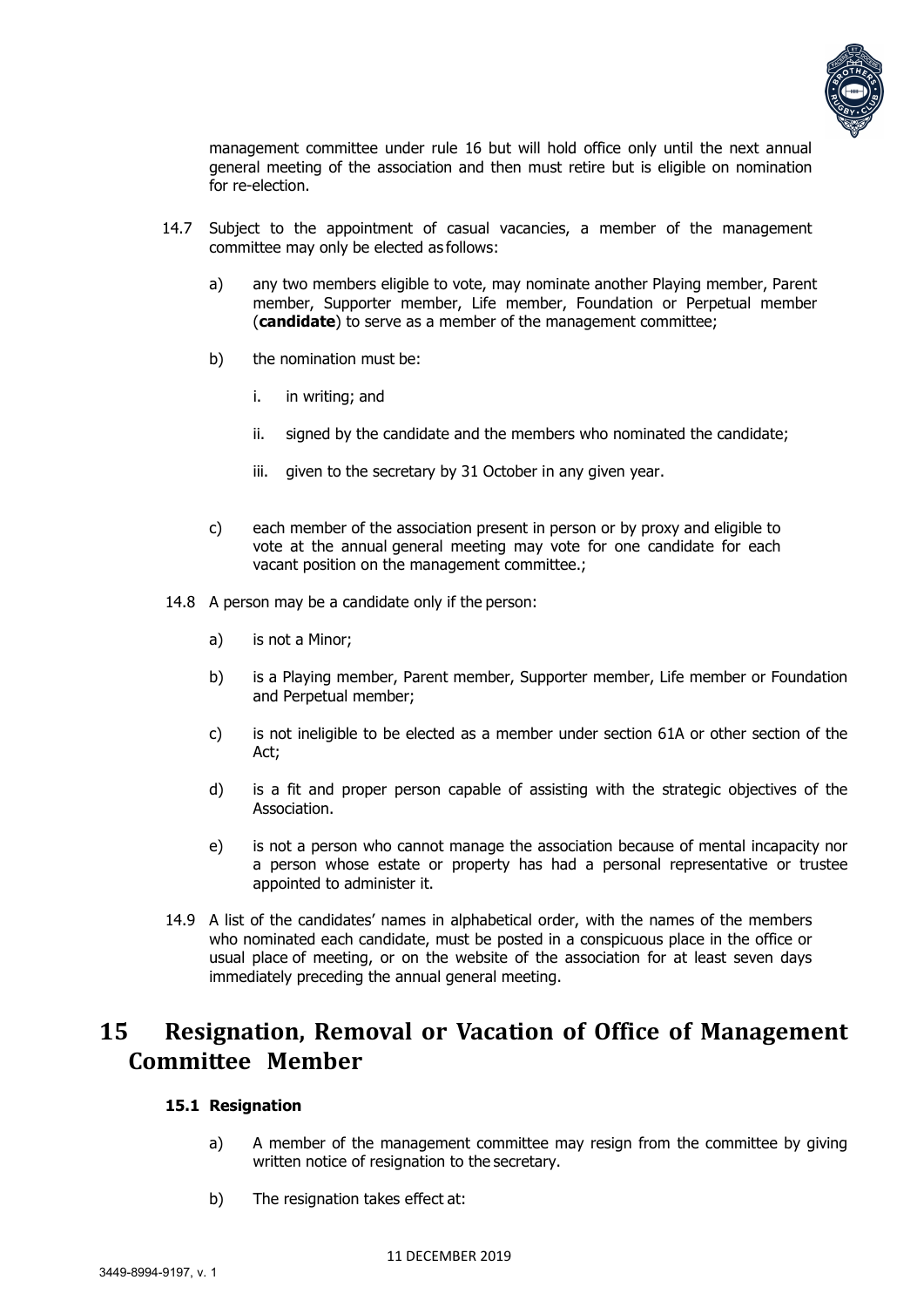management committee under rule 16 but will hold office only until the next annual general meeting of the association and then must retire but is eligible on nomination for re-election.

14.7 Subject to the appointment of casual vacancies, a member of the management committee may only be elected as follows:

a) any two members eligible to vote, may nominate another Playing member, Parent member, Supporter member, Life member, Foundation or Perpetual member (**candidate**) to serve as a member of the management committee;

b) the nomination must be:

i. in writing; and

ii. signed by the candidate and the members who nominated the candidate;

iii. given to the secretary by 31 October in any given year.

c) each member of the association present in person or by proxy and eligible to vote at the annual general meeting may vote for one candidate for each vacant position on the management committee.;

14.8 A person may be a candidate only if the person:

a) is not a Minor;

b) is a Playing member, Parent member, Supporter member, Life member or Foundation and Perpetual member;

c) is not ineligible to be elected as a member under section 61A or other section of the Act;

d) is a fit and proper person capable of assisting with the strategic objectives of the Association.

e) is not a person who cannot manage the association because of mental incapacity nor a person whose estate or property has had a personal representative or trustee appointed to administer it.

14.9 A list of the candidates' names in alphabetical order, with the names of the members who nominated each candidate, must be posted in a conspicuous place in the office or usual place of meeting, or on the website of the association for at least seven days immediately preceding the annual general meeting.

# 15 Resignation, Removal or Vacation of Office of Management Committee Member

### 15.1 Resignation

a) A member of the management committee may resign from the committee by giving written notice of resignation to the secretary.

b) The resignation takes effect at: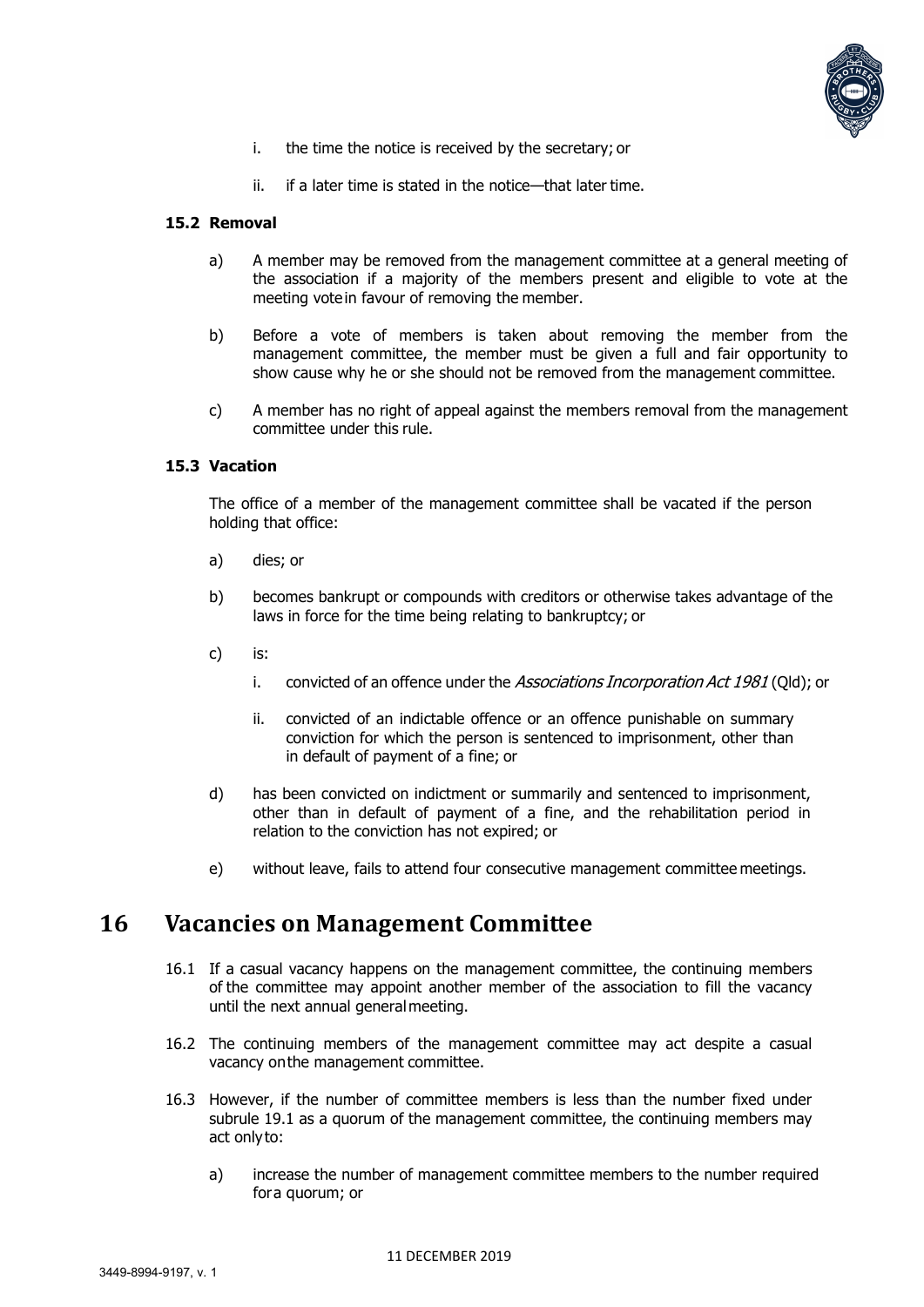i. the time the notice is received by the secretary; or

   ii. if a later time is stated in the notice—that later time.

### 15.2 Removal

a) A member may be removed from the management committee at a general meeting of the association if a majority of the members present and eligible to vote at the meeting vote in favour of removing the member.

b) Before a vote of members is taken about removing the member from the management committee, the member must be given a full and fair opportunity to show cause why he or she should not be removed from the management committee.

c) A member has no right of appeal against the members removal from the management committee under this rule.

### 15.3 Vacation

The office of a member of the management committee shall be vacated if the person holding that office:

a) dies; or

b) becomes bankrupt or compounds with creditors or otherwise takes advantage of the laws in force for the time being relating to bankruptcy; or

c) is:

   i. convicted of an offence under the *Associations Incorporation Act 1981* (Qld); or

   ii. convicted of an indictable offence or an offence punishable on summary conviction for which the person is sentenced to imprisonment, other than in default of payment of a fine; or

d) has been convicted on indictment or summarily and sentenced to imprisonment, other than in default of payment of a fine, and the rehabilitation period in relation to the conviction has not expired; or

e) without leave, fails to attend four consecutive management committee meetings.

# 16 Vacancies on Management Committee

16.1 If a casual vacancy happens on the management committee, the continuing members of the committee may appoint another member of the association to fill the vacancy until the next annual general meeting.

16.2 The continuing members of the management committee may act despite a casual vacancy on the management committee.

16.3 However, if the number of committee members is less than the number fixed under subrule 19.1 as a quorum of the management committee, the continuing members may act only to:

a) increase the number of management committee members to the number required for a quorum; or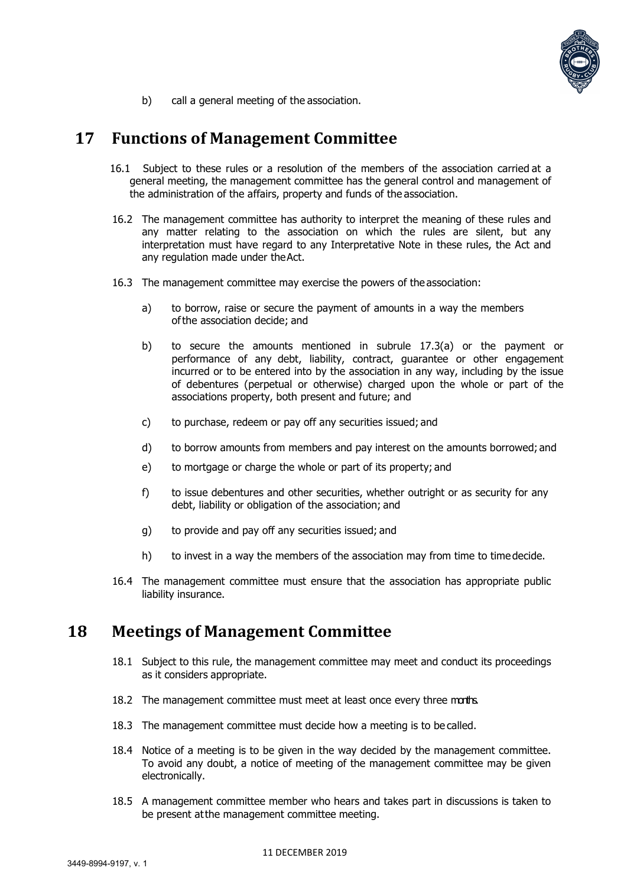b) call a general meeting of the association.

## 17 Functions of Management Committee

16.1 Subject to these rules or a resolution of the members of the association carried at a general meeting, the management committee has the general control and management of the administration of the affairs, property and funds of the association.

16.2 The management committee has authority to interpret the meaning of these rules and any matter relating to the association on which the rules are silent, but any interpretation must have regard to any Interpretative Note in these rules, the Act and any regulation made under the Act.

16.3 The management committee may exercise the powers of the association:

a) to borrow, raise or secure the payment of amounts in a way the members of the association decide; and

b) to secure the amounts mentioned in subrule 17.3(a) or the payment or performance of any debt, liability, contract, guarantee or other engagement incurred or to be entered into by the association in any way, including by the issue of debentures (perpetual or otherwise) charged upon the whole or part of the associations property, both present and future; and

c) to purchase, redeem or pay off any securities issued; and

d) to borrow amounts from members and pay interest on the amounts borrowed; and

e) to mortgage or charge the whole or part of its property; and

f) to issue debentures and other securities, whether outright or as security for any debt, liability or obligation of the association; and

g) to provide and pay off any securities issued; and

h) to invest in a way the members of the association may from time to time decide.

16.4 The management committee must ensure that the association has appropriate public liability insurance.

## 18 Meetings of Management Committee

18.1 Subject to this rule, the management committee may meet and conduct its proceedings as it considers appropriate.

18.2 The management committee must meet at least once every three months.

18.3 The management committee must decide how a meeting is to be called.

18.4 Notice of a meeting is to be given in the way decided by the management committee. To avoid any doubt, a notice of meeting of the management committee may be given electronically.

18.5 A management committee member who hears and takes part in discussions is taken to be present at the management committee meeting.

11 DECEMBER 2019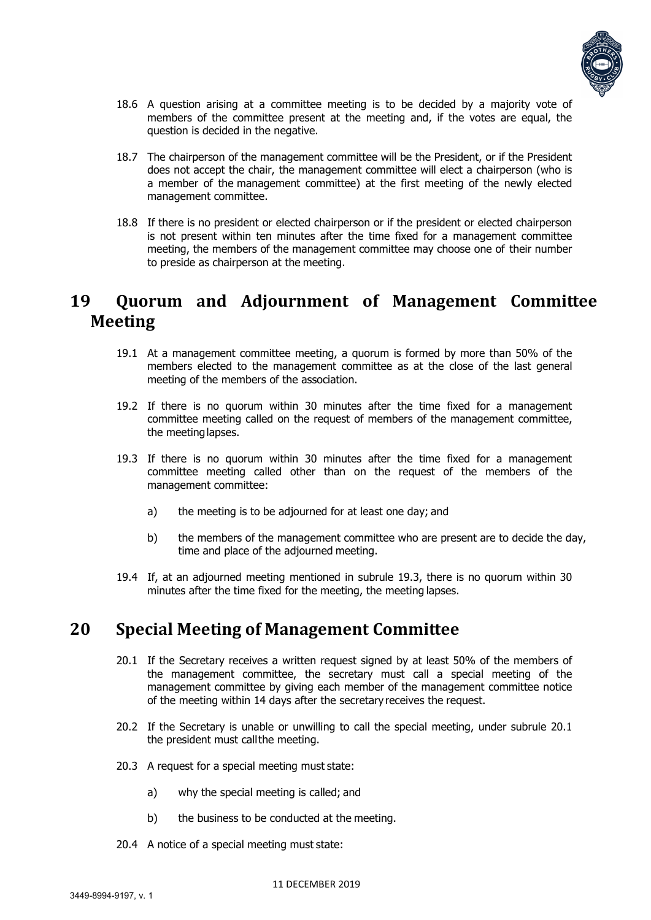18.6 A question arising at a committee meeting is to be decided by a majority vote of members of the committee present at the meeting and, if the votes are equal, the question is decided in the negative.

18.7 The chairperson of the management committee will be the President, or if the President does not accept the chair, the management committee will elect a chairperson (who is a member of the management committee) at the first meeting of the newly elected management committee.

18.8 If there is no president or elected chairperson or if the president or elected chairperson is not present within ten minutes after the time fixed for a management committee meeting, the members of the management committee may choose one of their number to preside as chairperson at the meeting.

# 19 Quorum and Adjournment of Management Committee Meeting

19.1 At a management committee meeting, a quorum is formed by more than 50% of the members elected to the management committee as at the close of the last general meeting of the members of the association.

19.2 If there is no quorum within 30 minutes after the time fixed for a management committee meeting called on the request of members of the management committee, the meeting lapses.

19.3 If there is no quorum within 30 minutes after the time fixed for a management committee meeting called other than on the request of the members of the management committee:

a) the meeting is to be adjourned for at least one day; and

b) the members of the management committee who are present are to decide the day, time and place of the adjourned meeting.

19.4 If, at an adjourned meeting mentioned in subrule 19.3, there is no quorum within 30 minutes after the time fixed for the meeting, the meeting lapses.

# 20 Special Meeting of Management Committee

20.1 If the Secretary receives a written request signed by at least 50% of the members of the management committee, the secretary must call a special meeting of the management committee by giving each member of the management committee notice of the meeting within 14 days after the secretary receives the request.

20.2 If the Secretary is unable or unwilling to call the special meeting, under subrule 20.1 the president must call the meeting.

20.3 A request for a special meeting must state:

a) why the special meeting is called; and

b) the business to be conducted at the meeting.

20.4 A notice of a special meeting must state: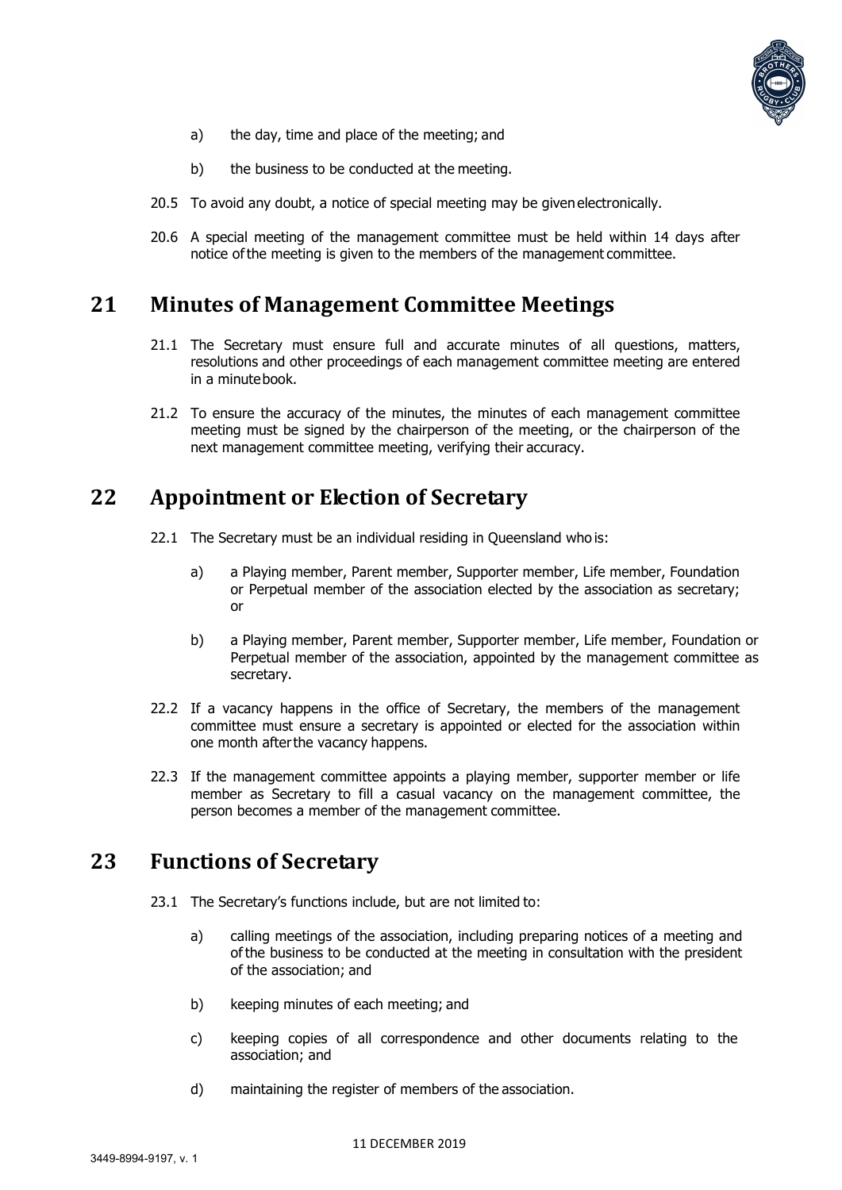a) the day, time and place of the meeting; and

b) the business to be conducted at the meeting.

20.5 To avoid any doubt, a notice of special meeting may be given electronically.

20.6 A special meeting of the management committee must be held within 14 days after notice of the meeting is given to the members of the management committee.

## 21 Minutes of Management Committee Meetings

21.1 The Secretary must ensure full and accurate minutes of all questions, matters, resolutions and other proceedings of each management committee meeting are entered in a minute book.

21.2 To ensure the accuracy of the minutes, the minutes of each management committee meeting must be signed by the chairperson of the meeting, or the chairperson of the next management committee meeting, verifying their accuracy.

## 22 Appointment or Election of Secretary

22.1 The Secretary must be an individual residing in Queensland who is:

a) a Playing member, Parent member, Supporter member, Life member, Foundation or Perpetual member of the association elected by the association as secretary; or

b) a Playing member, Parent member, Supporter member, Life member, Foundation or Perpetual member of the association, appointed by the management committee as secretary.

22.2 If a vacancy happens in the office of Secretary, the members of the management committee must ensure a secretary is appointed or elected for the association within one month after the vacancy happens.

22.3 If the management committee appoints a playing member, supporter member or life member as Secretary to fill a casual vacancy on the management committee, the person becomes a member of the management committee.

## 23 Functions of Secretary

23.1 The Secretary's functions include, but are not limited to:

a) calling meetings of the association, including preparing notices of a meeting and of the business to be conducted at the meeting in consultation with the president of the association; and

b) keeping minutes of each meeting; and

c) keeping copies of all correspondence and other documents relating to the association; and

d) maintaining the register of members of the association.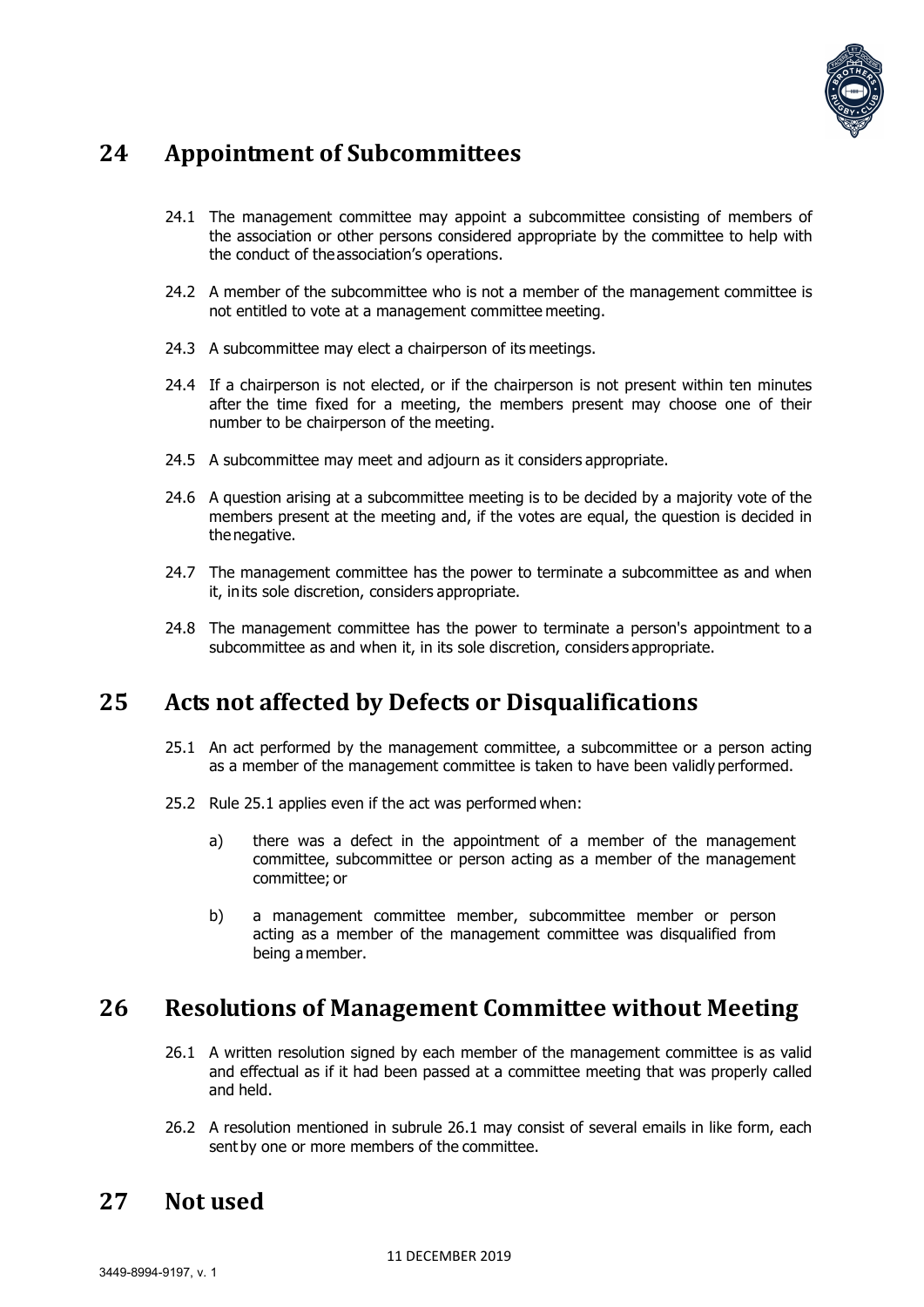# 24 Appointment of Subcommittees

24.1 The management committee may appoint a subcommittee consisting of members of the association or other persons considered appropriate by the committee to help with the conduct of the association's operations.

24.2 A member of the subcommittee who is not a member of the management committee is not entitled to vote at a management committee meeting.

24.3 A subcommittee may elect a chairperson of its meetings.

24.4 If a chairperson is not elected, or if the chairperson is not present within ten minutes after the time fixed for a meeting, the members present may choose one of their number to be chairperson of the meeting.

24.5 A subcommittee may meet and adjourn as it considers appropriate.

24.6 A question arising at a subcommittee meeting is to be decided by a majority vote of the members present at the meeting and, if the votes are equal, the question is decided in the negative.

24.7 The management committee has the power to terminate a subcommittee as and when it, in its sole discretion, considers appropriate.

24.8 The management committee has the power to terminate a person's appointment to a subcommittee as and when it, in its sole discretion, considers appropriate.

# 25 Acts not affected by Defects or Disqualifications

25.1 An act performed by the management committee, a subcommittee or a person acting as a member of the management committee is taken to have been validly performed.

25.2 Rule 25.1 applies even if the act was performed when:

a) there was a defect in the appointment of a member of the management committee, subcommittee or person acting as a member of the management committee; or

b) a management committee member, subcommittee member or person acting as a member of the management committee was disqualified from being a member.

# 26 Resolutions of Management Committee without Meeting

26.1 A written resolution signed by each member of the management committee is as valid and effectual as if it had been passed at a committee meeting that was properly called and held.

26.2 A resolution mentioned in subrule 26.1 may consist of several emails in like form, each sent by one or more members of the committee.

# 27 Not used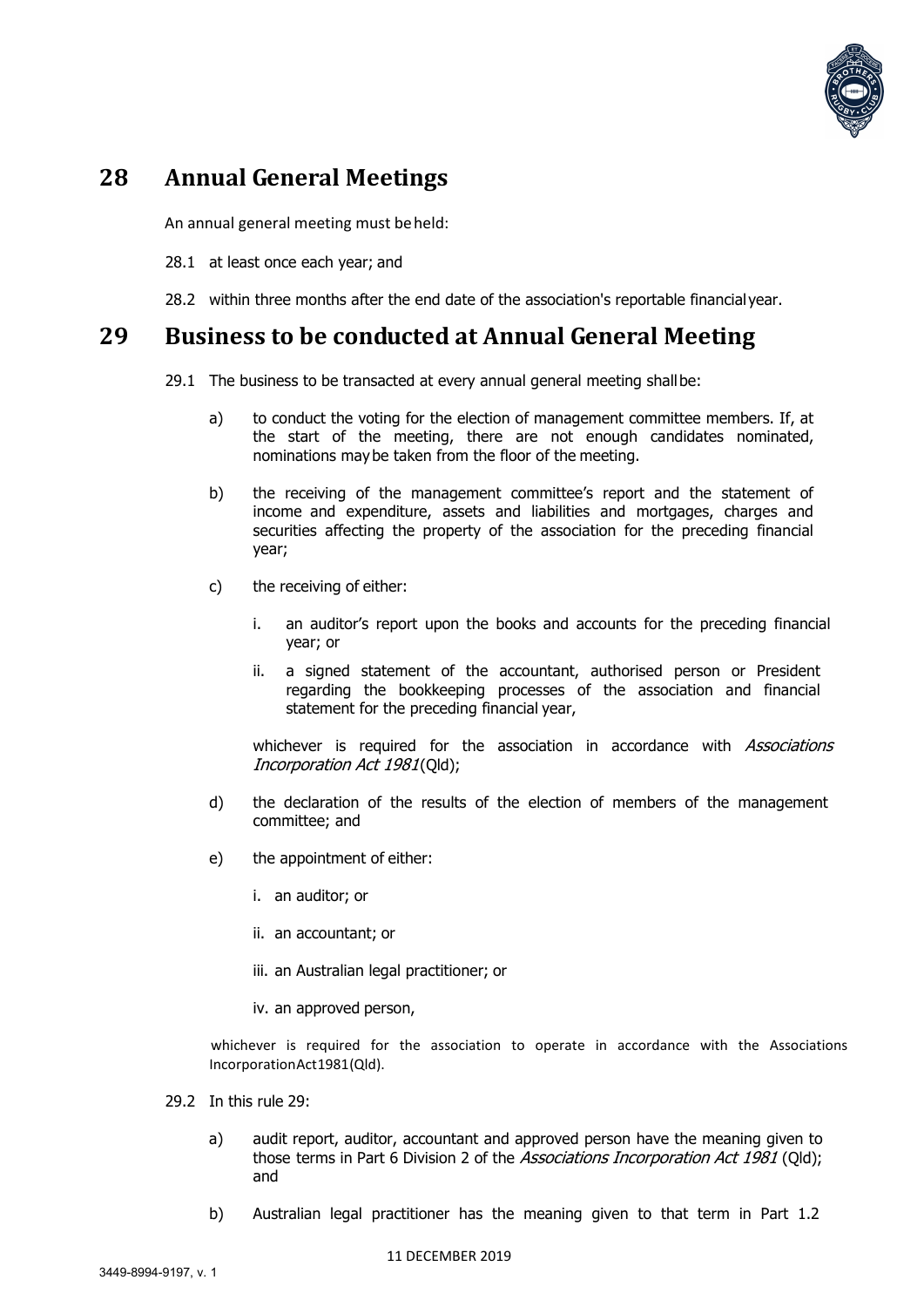## 28 Annual General Meetings

An annual general meeting must be held:

28.1 at least once each year; and

28.2 within three months after the end date of the association's reportable financial year.

## 29 Business to be conducted at Annual General Meeting

29.1 The business to be transacted at every annual general meeting shall be:

a) to conduct the voting for the election of management committee members. If, at the start of the meeting, there are not enough candidates nominated, nominations may be taken from the floor of the meeting.

b) the receiving of the management committee's report and the statement of income and expenditure, assets and liabilities and mortgages, charges and securities affecting the property of the association for the preceding financial year;

c) the receiving of either:

i. an auditor's report upon the books and accounts for the preceding financial year; or

ii. a signed statement of the accountant, authorised person or President regarding the bookkeeping processes of the association and financial statement for the preceding financial year,

whichever is required for the association in accordance with *Associations Incorporation Act 1981* (Qld);

d) the declaration of the results of the election of members of the management committee; and

e) the appointment of either:

i. an auditor; or

ii. an accountant; or

iii. an Australian legal practitioner; or

iv. an approved person,

whichever is required for the association to operate in accordance with the Associations Incorporation Act 1981 (Qld).

29.2 In this rule 29:

a) audit report, auditor, accountant and approved person have the meaning given to those terms in Part 6 Division 2 of the *Associations Incorporation Act 1981* (Qld); and

b) Australian legal practitioner has the meaning given to that term in Part 1.2

11 DECEMBER 2019

3449-8994-9197, v. 1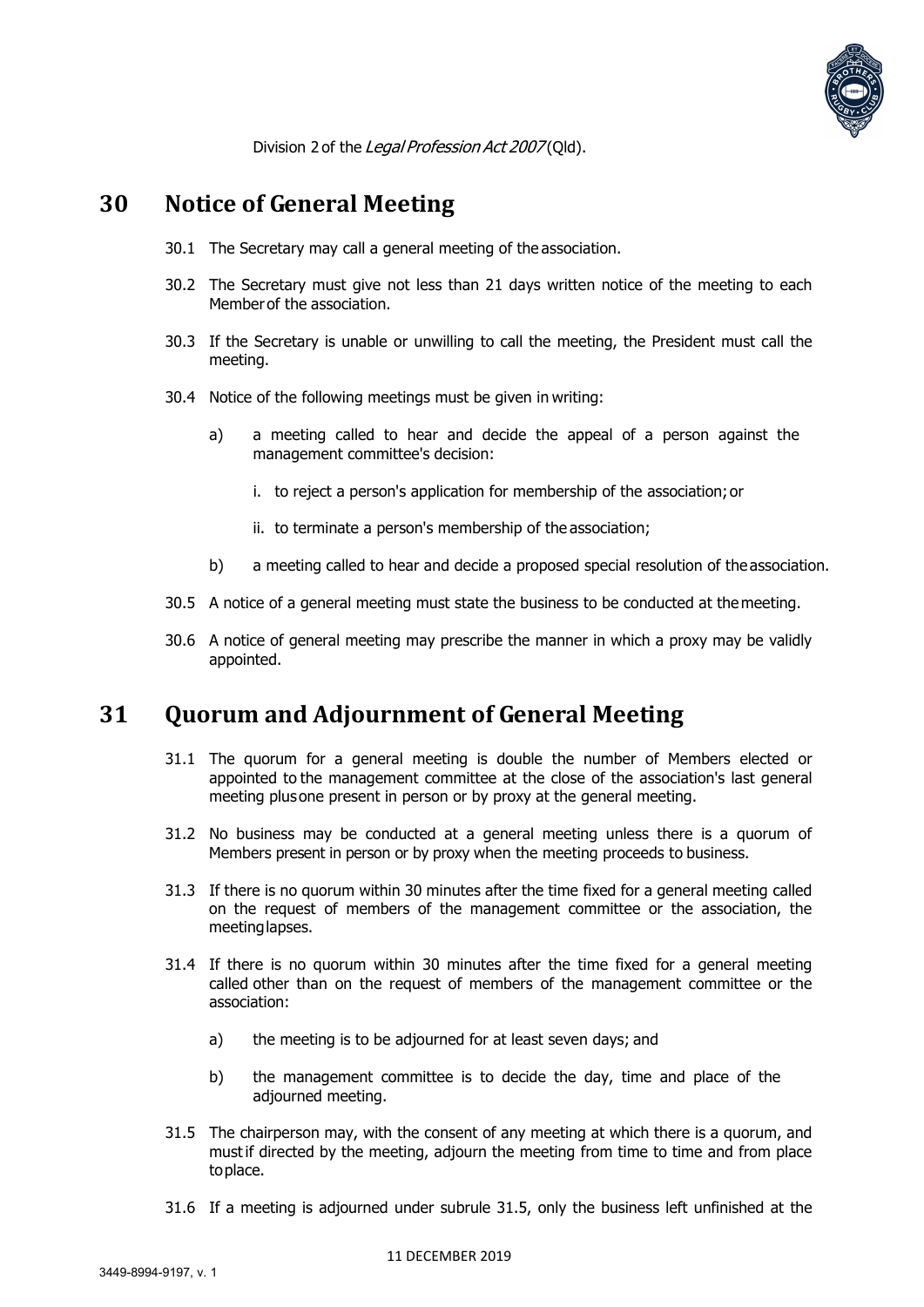Division 2 of the *Legal Profession Act 2007* (Qld).

## 30 Notice of General Meeting

30.1 The Secretary may call a general meeting of the association.

30.2 The Secretary must give not less than 21 days written notice of the meeting to each Member of the association.

30.3 If the Secretary is unable or unwilling to call the meeting, the President must call the meeting.

30.4 Notice of the following meetings must be given in writing:

a) a meeting called to hear and decide the appeal of a person against the management committee's decision:

i. to reject a person's application for membership of the association; or

ii. to terminate a person's membership of the association;

b) a meeting called to hear and decide a proposed special resolution of the association.

30.5 A notice of a general meeting must state the business to be conducted at the meeting.

30.6 A notice of general meeting may prescribe the manner in which a proxy may be validly appointed.

## 31 Quorum and Adjournment of General Meeting

31.1 The quorum for a general meeting is double the number of Members elected or appointed to the management committee at the close of the association's last general meeting plus one present in person or by proxy at the general meeting.

31.2 No business may be conducted at a general meeting unless there is a quorum of Members present in person or by proxy when the meeting proceeds to business.

31.3 If there is no quorum within 30 minutes after the time fixed for a general meeting called on the request of members of the management committee or the association, the meeting lapses.

31.4 If there is no quorum within 30 minutes after the time fixed for a general meeting called other than on the request of members of the management committee or the association:

a) the meeting is to be adjourned for at least seven days; and

b) the management committee is to decide the day, time and place of the adjourned meeting.

31.5 The chairperson may, with the consent of any meeting at which there is a quorum, and must if directed by the meeting, adjourn the meeting from time to time and from place to place.

31.6 If a meeting is adjourned under subrule 31.5, only the business left unfinished at the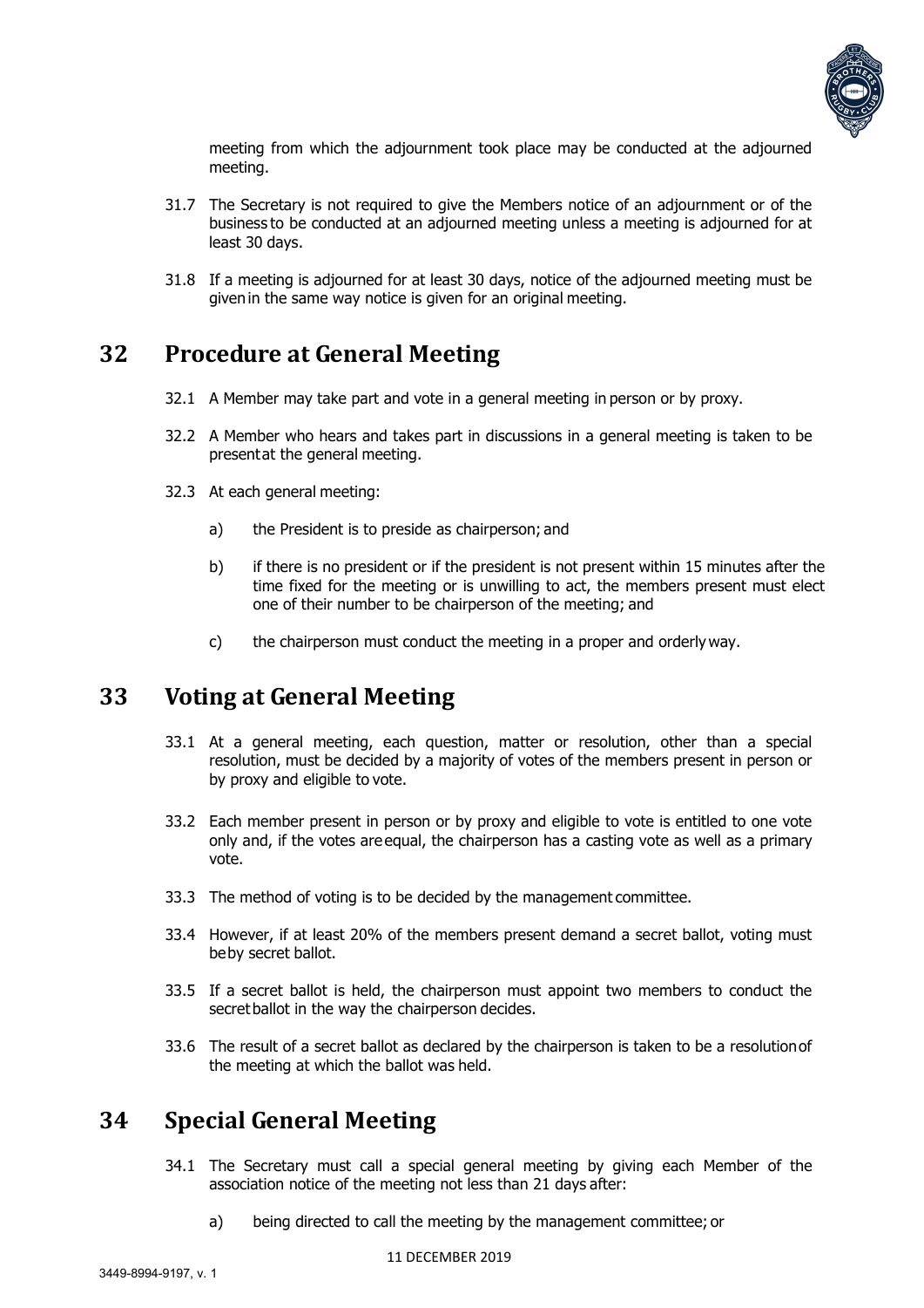meeting from which the adjournment took place may be conducted at the adjourned meeting.

31.7 The Secretary is not required to give the Members notice of an adjournment or of the business to be conducted at an adjourned meeting unless a meeting is adjourned for at least 30 days.

31.8 If a meeting is adjourned for at least 30 days, notice of the adjourned meeting must be given in the same way notice is given for an original meeting.

## 32 Procedure at General Meeting

32.1 A Member may take part and vote in a general meeting in person or by proxy.

32.2 A Member who hears and takes part in discussions in a general meeting is taken to be present at the general meeting.

32.3 At each general meeting:

a) the President is to preside as chairperson; and

b) if there is no president or if the president is not present within 15 minutes after the time fixed for the meeting or is unwilling to act, the members present must elect one of their number to be chairperson of the meeting; and

c) the chairperson must conduct the meeting in a proper and orderly way.

## 33 Voting at General Meeting

33.1 At a general meeting, each question, matter or resolution, other than a special resolution, must be decided by a majority of votes of the members present in person or by proxy and eligible to vote.

33.2 Each member present in person or by proxy and eligible to vote is entitled to one vote only and, if the votes are equal, the chairperson has a casting vote as well as a primary vote.

33.3 The method of voting is to be decided by the management committee.

33.4 However, if at least 20% of the members present demand a secret ballot, voting must be by secret ballot.

33.5 If a secret ballot is held, the chairperson must appoint two members to conduct the secret ballot in the way the chairperson decides.

33.6 The result of a secret ballot as declared by the chairperson is taken to be a resolution of the meeting at which the ballot was held.

## 34 Special General Meeting

34.1 The Secretary must call a special general meeting by giving each Member of the association notice of the meeting not less than 21 days after:

a) being directed to call the meeting by the management committee; or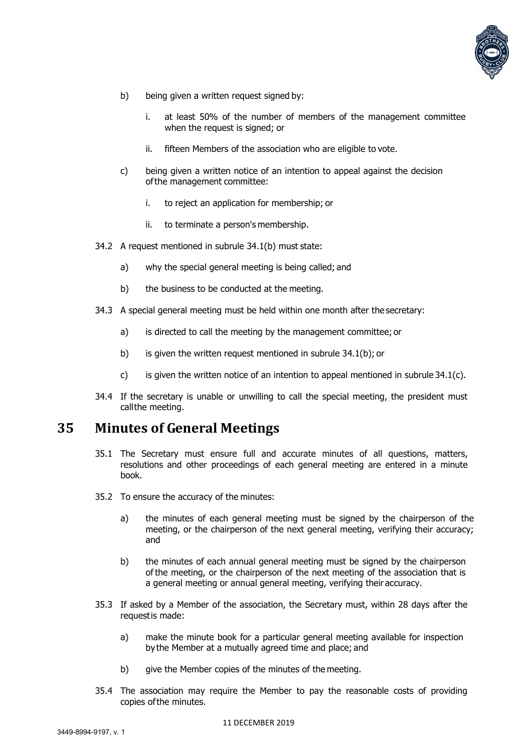b) being given a written request signed by:

   i. at least 50% of the number of members of the management committee when the request is signed; or

   ii. fifteen Members of the association who are eligible to vote.

c) being given a written notice of an intention to appeal against the decision of the management committee:

   i. to reject an application for membership; or

   ii. to terminate a person's membership.

34.2 A request mentioned in subrule 34.1(b) must state:

a) why the special general meeting is being called; and

b) the business to be conducted at the meeting.

34.3 A special general meeting must be held within one month after the secretary:

a) is directed to call the meeting by the management committee; or

b) is given the written request mentioned in subrule 34.1(b); or

c) is given the written notice of an intention to appeal mentioned in subrule 34.1(c).

34.4 If the secretary is unable or unwilling to call the special meeting, the president must call the meeting.

# 35 Minutes of General Meetings

35.1 The Secretary must ensure full and accurate minutes of all questions, matters, resolutions and other proceedings of each general meeting are entered in a minute book.

35.2 To ensure the accuracy of the minutes:

a) the minutes of each general meeting must be signed by the chairperson of the meeting, or the chairperson of the next general meeting, verifying their accuracy; and

b) the minutes of each annual general meeting must be signed by the chairperson of the meeting, or the chairperson of the next meeting of the association that is a general meeting or annual general meeting, verifying their accuracy.

35.3 If asked by a Member of the association, the Secretary must, within 28 days after the request is made:

a) make the minute book for a particular general meeting available for inspection by the Member at a mutually agreed time and place; and

b) give the Member copies of the minutes of the meeting.

35.4 The association may require the Member to pay the reasonable costs of providing copies of the minutes.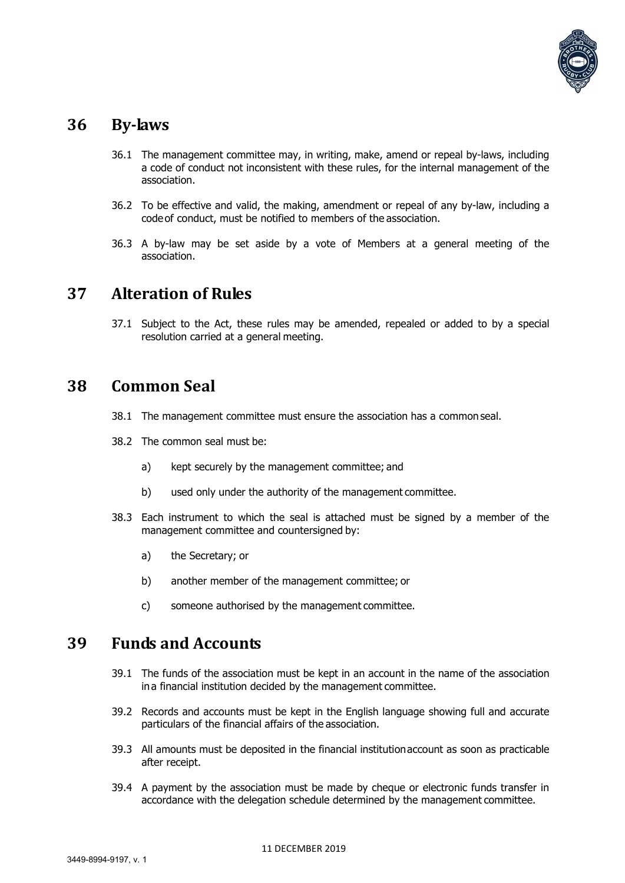## 36 By-laws

36.1 The management committee may, in writing, make, amend or repeal by-laws, including a code of conduct not inconsistent with these rules, for the internal management of the association.

36.2 To be effective and valid, the making, amendment or repeal of any by-law, including a code of conduct, must be notified to members of the association.

36.3 A by-law may be set aside by a vote of Members at a general meeting of the association.

## 37 Alteration of Rules

37.1 Subject to the Act, these rules may be amended, repealed or added to by a special resolution carried at a general meeting.

## 38 Common Seal

38.1 The management committee must ensure the association has a common seal.

38.2 The common seal must be:

a) kept securely by the management committee; and

b) used only under the authority of the management committee.

38.3 Each instrument to which the seal is attached must be signed by a member of the management committee and countersigned by:

a) the Secretary; or

b) another member of the management committee; or

c) someone authorised by the management committee.

## 39 Funds and Accounts

39.1 The funds of the association must be kept in an account in the name of the association in a financial institution decided by the management committee.

39.2 Records and accounts must be kept in the English language showing full and accurate particulars of the financial affairs of the association.

39.3 All amounts must be deposited in the financial institution account as soon as practicable after receipt.

39.4 A payment by the association must be made by cheque or electronic funds transfer in accordance with the delegation schedule determined by the management committee.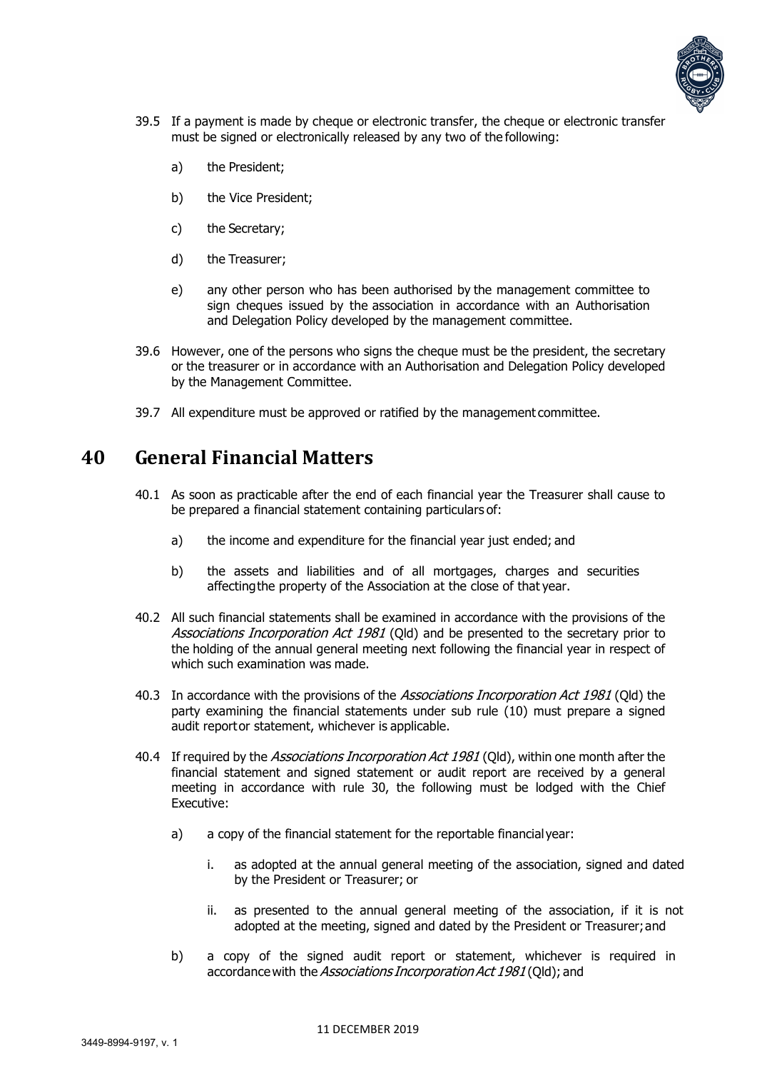39.5 If a payment is made by cheque or electronic transfer, the cheque or electronic transfer must be signed or electronically released by any two of the following:

a) the President;

b) the Vice President;

c) the Secretary;

d) the Treasurer;

e) any other person who has been authorised by the management committee to sign cheques issued by the association in accordance with an Authorisation and Delegation Policy developed by the management committee.

39.6 However, one of the persons who signs the cheque must be the president, the secretary or the treasurer or in accordance with an Authorisation and Delegation Policy developed by the Management Committee.

39.7 All expenditure must be approved or ratified by the management committee.

# 40 General Financial Matters

40.1 As soon as practicable after the end of each financial year the Treasurer shall cause to be prepared a financial statement containing particulars of:

a) the income and expenditure for the financial year just ended; and

b) the assets and liabilities and of all mortgages, charges and securities affecting the property of the Association at the close of that year.

40.2 All such financial statements shall be examined in accordance with the provisions of the *Associations Incorporation Act 1981* (Qld) and be presented to the secretary prior to the holding of the annual general meeting next following the financial year in respect of which such examination was made.

40.3 In accordance with the provisions of the *Associations Incorporation Act 1981* (Qld) the party examining the financial statements under sub rule (10) must prepare a signed audit report or statement, whichever is applicable.

40.4 If required by the *Associations Incorporation Act 1981* (Qld), within one month after the financial statement and signed statement or audit report are received by a general meeting in accordance with rule 30, the following must be lodged with the Chief Executive:

a) a copy of the financial statement for the reportable financial year:

i. as adopted at the annual general meeting of the association, signed and dated by the President or Treasurer; or

ii. as presented to the annual general meeting of the association, if it is not adopted at the meeting, signed and dated by the President or Treasurer; and

b) a copy of the signed audit report or statement, whichever is required in accordance with the *Associations Incorporation Act 1981* (Qld); and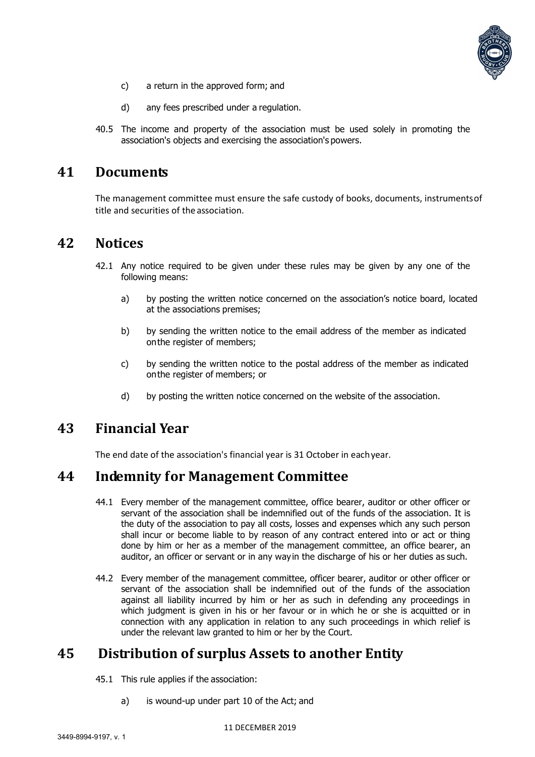c) a return in the approved form; and

d) any fees prescribed under a regulation.

40.5 The income and property of the association must be used solely in promoting the association's objects and exercising the association's powers.

## 41 Documents

The management committee must ensure the safe custody of books, documents, instruments of title and securities of the association.

## 42 Notices

42.1 Any notice required to be given under these rules may be given by any one of the following means:

a) by posting the written notice concerned on the association's notice board, located at the associations premises;

b) by sending the written notice to the email address of the member as indicated on the register of members;

c) by sending the written notice to the postal address of the member as indicated on the register of members; or

d) by posting the written notice concerned on the website of the association.

## 43 Financial Year

The end date of the association's financial year is 31 October in each year.

## 44 Indemnity for Management Committee

44.1 Every member of the management committee, office bearer, auditor or other officer or servant of the association shall be indemnified out of the funds of the association. It is the duty of the association to pay all costs, losses and expenses which any such person shall incur or become liable to by reason of any contract entered into or act or thing done by him or her as a member of the management committee, an office bearer, an auditor, an officer or servant or in any way in the discharge of his or her duties as such.

44.2 Every member of the management committee, officer bearer, auditor or other officer or servant of the association shall be indemnified out of the funds of the association against all liability incurred by him or her as such in defending any proceedings in which judgment is given in his or her favour or in which he or she is acquitted or in connection with any application in relation to any such proceedings in which relief is under the relevant law granted to him or her by the Court.

## 45 Distribution of surplus Assets to another Entity

45.1 This rule applies if the association:

a) is wound-up under part 10 of the Act; and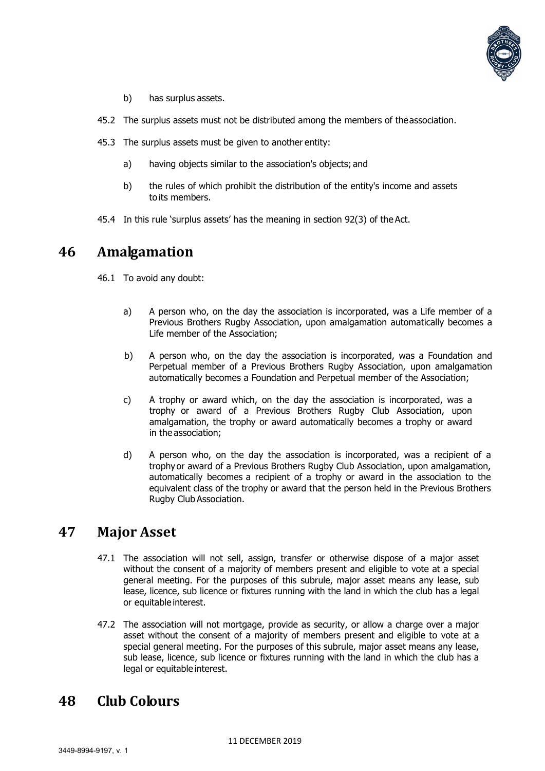b) has surplus assets.

45.2 The surplus assets must not be distributed among the members of the association.

45.3 The surplus assets must be given to another entity:

a) having objects similar to the association's objects; and

b) the rules of which prohibit the distribution of the entity's income and assets to its members.

45.4 In this rule 'surplus assets' has the meaning in section 92(3) of the Act.

# 46 Amalgamation

46.1 To avoid any doubt:

a) A person who, on the day the association is incorporated, was a Life member of a Previous Brothers Rugby Association, upon amalgamation automatically becomes a Life member of the Association;

b) A person who, on the day the association is incorporated, was a Foundation and Perpetual member of a Previous Brothers Rugby Association, upon amalgamation automatically becomes a Foundation and Perpetual member of the Association;

c) A trophy or award which, on the day the association is incorporated, was a trophy or award of a Previous Brothers Rugby Club Association, upon amalgamation, the trophy or award automatically becomes a trophy or award in the association;

d) A person who, on the day the association is incorporated, was a recipient of a trophy or award of a Previous Brothers Rugby Club Association, upon amalgamation, automatically becomes a recipient of a trophy or award in the association to the equivalent class of the trophy or award that the person held in the Previous Brothers Rugby Club Association.

# 47 Major Asset

47.1 The association will not sell, assign, transfer or otherwise dispose of a major asset without the consent of a majority of members present and eligible to vote at a special general meeting. For the purposes of this subrule, major asset means any lease, sub lease, licence, sub licence or fixtures running with the land in which the club has a legal or equitable interest.

47.2 The association will not mortgage, provide as security, or allow a charge over a major asset without the consent of a majority of members present and eligible to vote at a special general meeting. For the purposes of this subrule, major asset means any lease, sub lease, licence, sub licence or fixtures running with the land in which the club has a legal or equitable interest.

# 48 Club Colours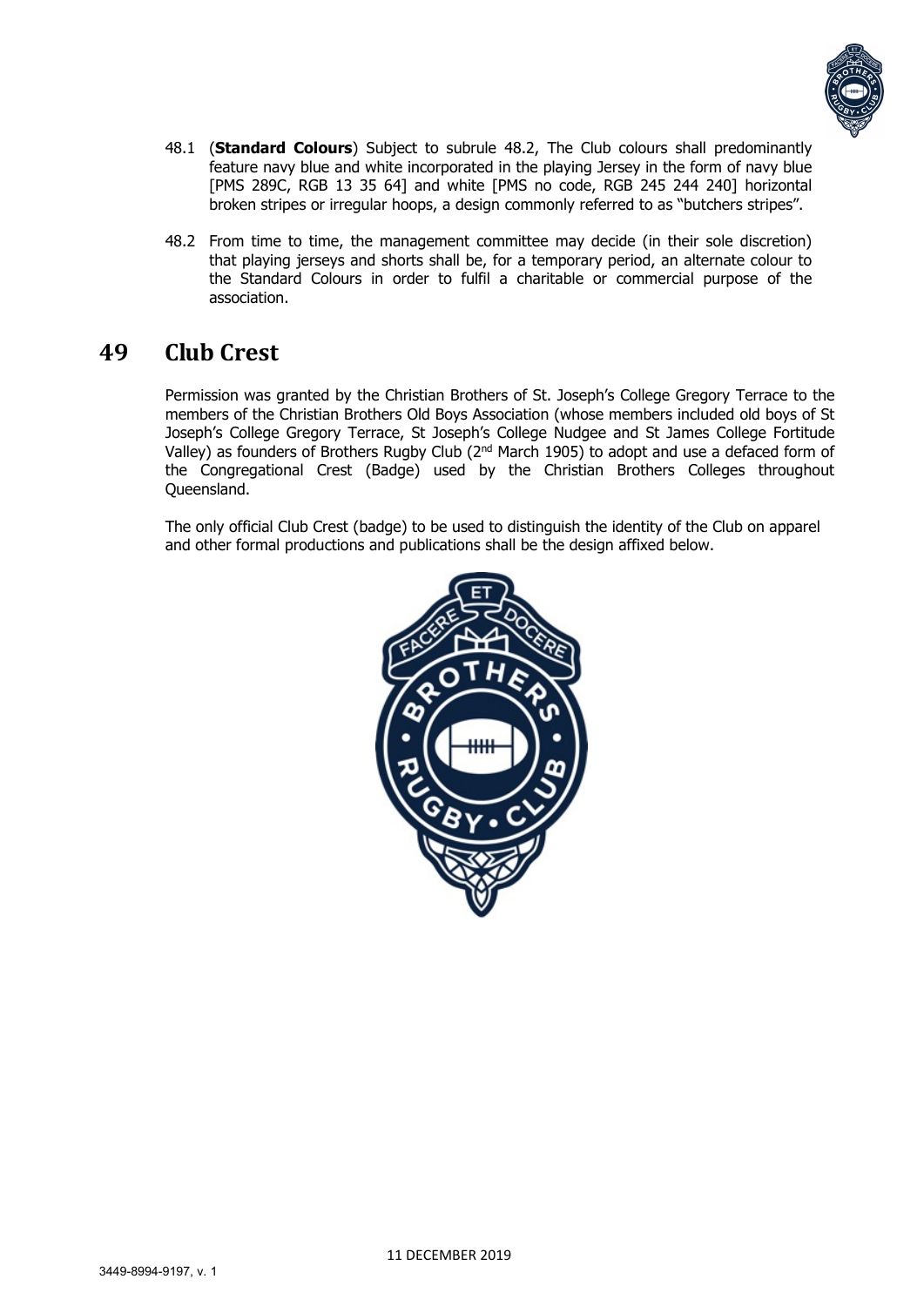48.1 (**Standard Colours**) Subject to subrule 48.2, The Club colours shall predominantly feature navy blue and white incorporated in the playing Jersey in the form of navy blue [PMS 289C, RGB 13 35 64] and white [PMS no code, RGB 245 244 240] horizontal broken stripes or irregular hoops, a design commonly referred to as "butchers stripes".

48.2 From time to time, the management committee may decide (in their sole discretion) that playing jerseys and shorts shall be, for a temporary period, an alternate colour to the Standard Colours in order to fulfil a charitable or commercial purpose of the association.

## 49 Club Crest

Permission was granted by the Christian Brothers of St. Joseph's College Gregory Terrace to the members of the Christian Brothers Old Boys Association (whose members included old boys of St Joseph's College Gregory Terrace, St Joseph's College Nudgee and St James College Fortitude Valley) as founders of Brothers Rugby Club (2nd March 1905) to adopt and use a defaced form of the Congregational Crest (Badge) used by the Christian Brothers Colleges throughout Queensland.

The only official Club Crest (badge) to be used to distinguish the identity of the Club on apparel and other formal productions and publications shall be the design affixed below.

11 DECEMBER 2019

3449-8994-9197, v. 1